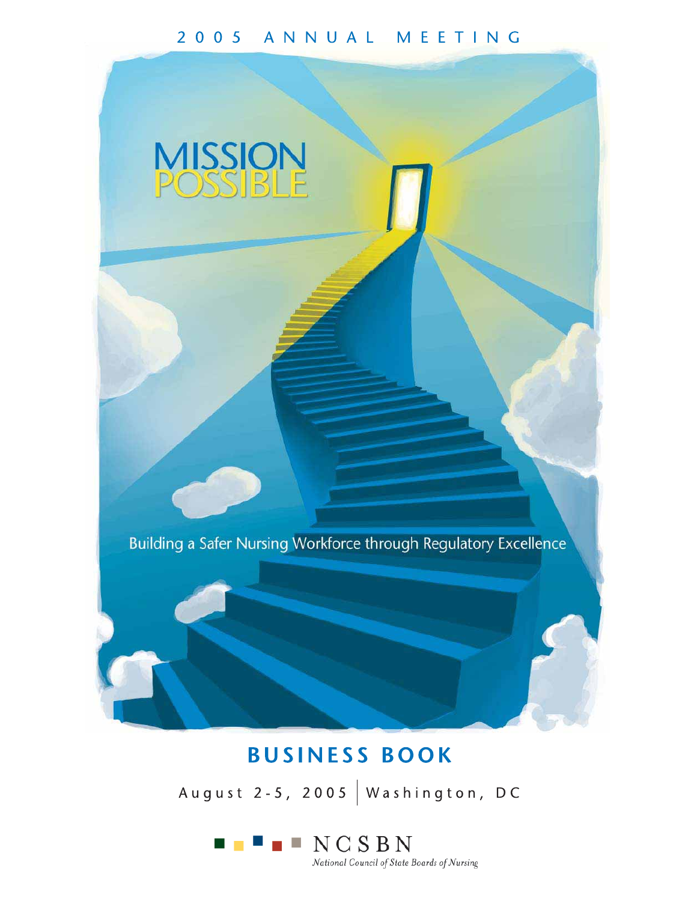2005 ANNUAL MEETING

# MISSION POSSIBLE

Building a Safer Nursing Workforce through Regulatory Excellence

## BUSINESS BOOK

August 2-5, 2005 | Washington, DC

NCSBN

*National Council of State Boards of Nursing*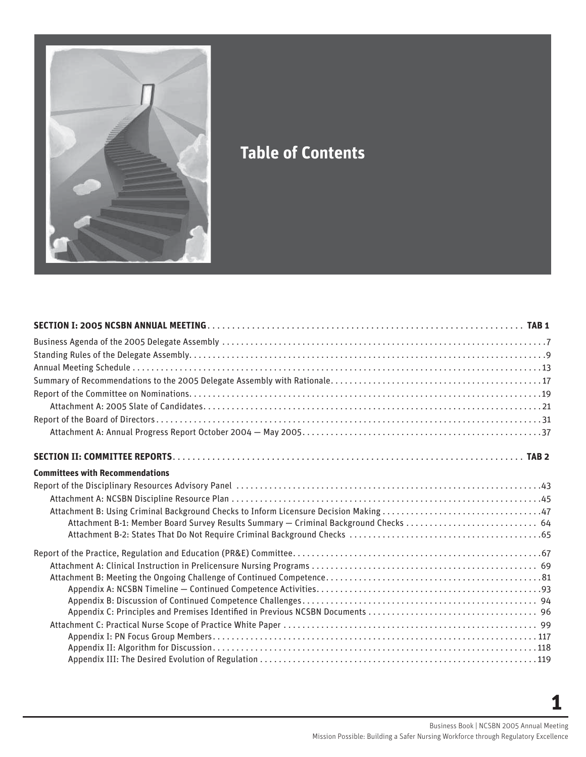# Table of Contents

**SECTION I: 2005 NCSBN ANNUAL MEETING** ..... **TAB 1**

Business Agenda of the 2005 Delegate Assembly ..... 7

Standing Rules of the Delegate Assembly ..... 9

Annual Meeting Schedule ..... 13

Summary of Recommendations to the 2005 Delegate Assembly with Rationale ..... 17

Report of the Committee on Nominations ..... 19

- Attachment A: 2005 Slate of Candidates ..... 21

Report of the Board of Directors ..... 31

- Attachment A: Annual Progress Report October 2004 — May 2005 ..... 37

**SECTION II: COMMITTEE REPORTS** ..... **TAB 2**

**Committees with Recommendations**

Report of the Disciplinary Resources Advisory Panel ..... 43

- Attachment A: NCSBN Discipline Resource Plan ..... 45
- Attachment B: Using Criminal Background Checks to Inform Licensure Decision Making ..... 47
  - Attachment B-1: Member Board Survey Results Summary — Criminal Background Checks ..... 64
  - Attachment B-2: States That Do Not Require Criminal Background Checks ..... 65

Report of the Practice, Regulation and Education (PR&E) Committee ..... 67

- Attachment A: Clinical Instruction in Prelicensure Nursing Programs ..... 69
- Attachment B: Meeting the Ongoing Challenge of Continued Competence ..... 81
  - Appendix A: NCSBN Timeline — Continued Competence Activities ..... 93
  - Appendix B: Discussion of Continued Competence Challenges ..... 94
  - Appendix C: Principles and Premises Identified in Previous NCSBN Documents ..... 96
- Attachment C: Practical Nurse Scope of Practice White Paper ..... 99
  - Appendix I: PN Focus Group Members ..... 117
  - Appendix II: Algorithm for Discussion ..... 118
  - Appendix III: The Desired Evolution of Regulation ..... 119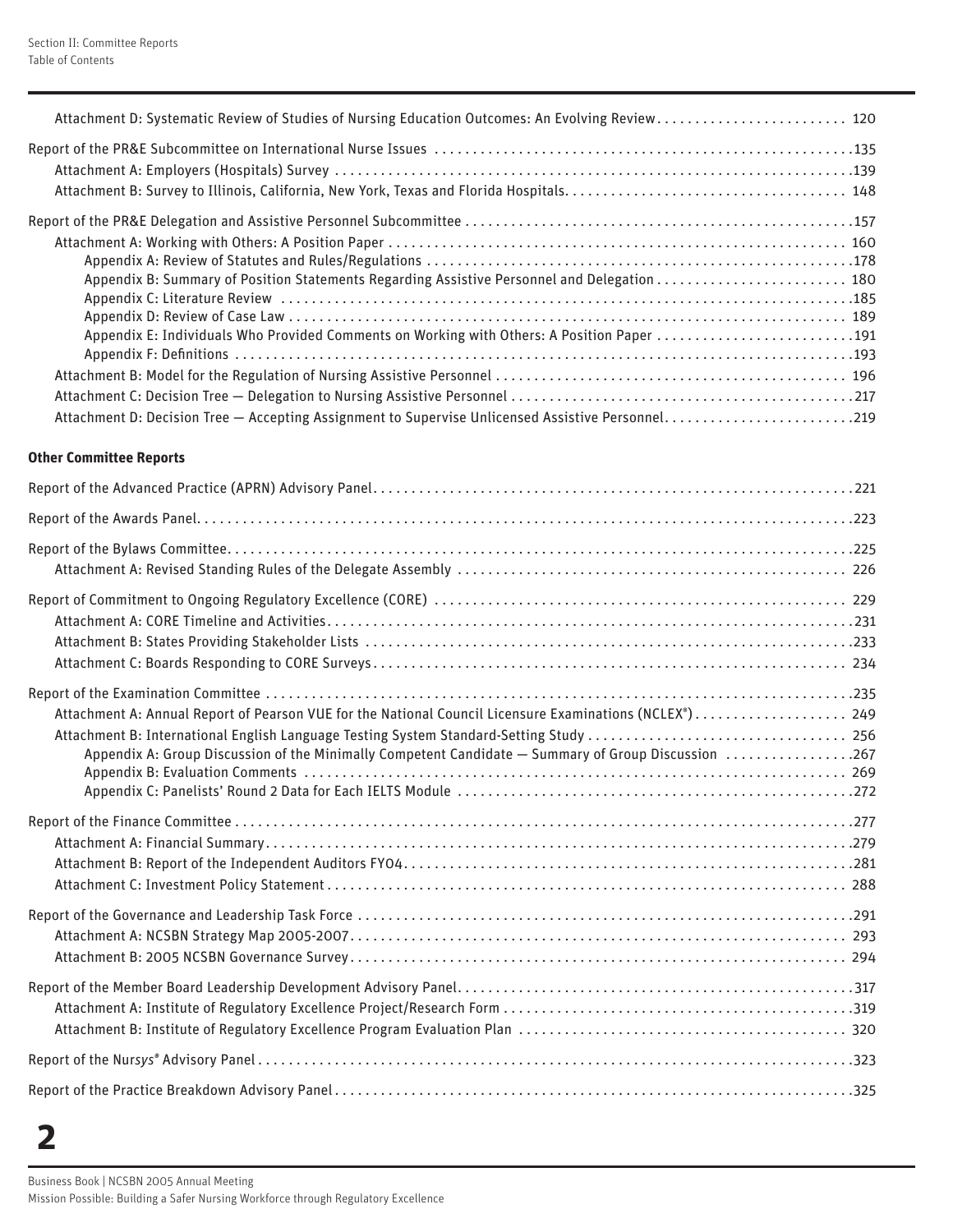Attachment D: Systematic Review of Studies of Nursing Education Outcomes: An Evolving Review . . . . . . . . . . 120

Report of the PR&E Subcommittee on International Nurse Issues . . . . . . . . . . 135
- Attachment A: Employers (Hospitals) Survey . . . . . . . . . . 139
- Attachment B: Survey to Illinois, California, New York, Texas and Florida Hospitals . . . . . . . . . . 148

Report of the PR&E Delegation and Assistive Personnel Subcommittee . . . . . . . . . . 157
- Attachment A: Working with Others: A Position Paper . . . . . . . . . . 160
  - Appendix A: Review of Statutes and Rules/Regulations . . . . . . . . . . 178
  - Appendix B: Summary of Position Statements Regarding Assistive Personnel and Delegation . . . . . . . . . . 180
  - Appendix C: Literature Review . . . . . . . . . . 185
  - Appendix D: Review of Case Law . . . . . . . . . . 189
  - Appendix E: Individuals Who Provided Comments on Working with Others: A Position Paper . . . . . . . . . . 191
  - Appendix F: Definitions . . . . . . . . . . 193
- Attachment B: Model for the Regulation of Nursing Assistive Personnel . . . . . . . . . . 196
- Attachment C: Decision Tree — Delegation to Nursing Assistive Personnel . . . . . . . . . . 217
- Attachment D: Decision Tree — Accepting Assignment to Supervise Unlicensed Assistive Personnel . . . . . . . . . . 219

**Other Committee Reports**

Report of the Advanced Practice (APRN) Advisory Panel . . . . . . . . . . 221

Report of the Awards Panel . . . . . . . . . . 223

Report of the Bylaws Committee . . . . . . . . . . 225
- Attachment A: Revised Standing Rules of the Delegate Assembly . . . . . . . . . . 226

Report of Commitment to Ongoing Regulatory Excellence (CORE) . . . . . . . . . . 229
- Attachment A: CORE Timeline and Activities . . . . . . . . . . 231
- Attachment B: States Providing Stakeholder Lists . . . . . . . . . . 233
- Attachment C: Boards Responding to CORE Surveys . . . . . . . . . . 234

Report of the Examination Committee . . . . . . . . . . 235
- Attachment A: Annual Report of Pearson VUE for the National Council Licensure Examinations (NCLEX®) . . . . . . . . . . 249
- Attachment B: International English Language Testing System Standard-Setting Study . . . . . . . . . . 256
  - Appendix A: Group Discussion of the Minimally Competent Candidate — Summary of Group Discussion . . . . . . . . . . 267
  - Appendix B: Evaluation Comments . . . . . . . . . . 269
  - Appendix C: Panelists' Round 2 Data for Each IELTS Module . . . . . . . . . . 272

Report of the Finance Committee . . . . . . . . . . 277
- Attachment A: Financial Summary . . . . . . . . . . 279
- Attachment B: Report of the Independent Auditors FY04 . . . . . . . . . . 281
- Attachment C: Investment Policy Statement . . . . . . . . . . 288

Report of the Governance and Leadership Task Force . . . . . . . . . . 291
- Attachment A: NCSBN Strategy Map 2005-2007 . . . . . . . . . . 293
- Attachment B: 2005 NCSBN Governance Survey . . . . . . . . . . 294

Report of the Member Board Leadership Development Advisory Panel . . . . . . . . . . 317
- Attachment A: Institute of Regulatory Excellence Project/Research Form . . . . . . . . . . 319
- Attachment B: Institute of Regulatory Excellence Program Evaluation Plan . . . . . . . . . . 320

Report of the Nur*sys*® Advisory Panel . . . . . . . . . . 323

Report of the Practice Breakdown Advisory Panel . . . . . . . . . . 325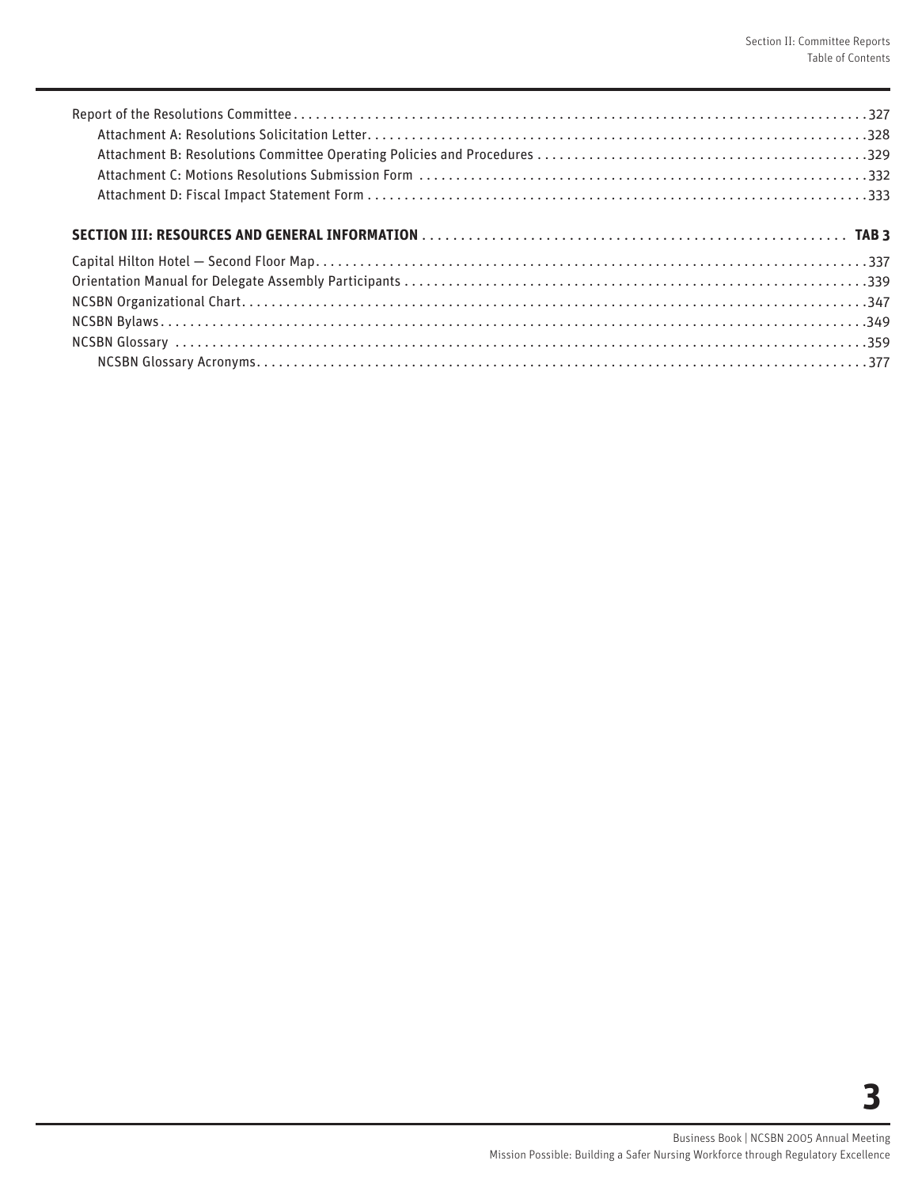Report of the Resolutions Committee . . . . . . . . . . . . . . . . . . . . . . . . . . . . . . . . . . . . . . . . . . . . . . . . . . . . . . . . . . . . . . . . . . . . . . . . . . . . . . . . . 327

- Attachment A: Resolutions Solicitation Letter . . . . . . . . . . . . . . . . . . . . . . . . . . . . . . . . . . . . . . . . . . . . . . . . . . . . . . . . . . . . . . . . . . . 328
- Attachment B: Resolutions Committee Operating Policies and Procedures . . . . . . . . . . . . . . . . . . . . . . . . . . . . . . . . . . . . . . . . . . . . 329
- Attachment C: Motions Resolutions Submission Form . . . . . . . . . . . . . . . . . . . . . . . . . . . . . . . . . . . . . . . . . . . . . . . . . . . . . . . . . . . . 332
- Attachment D: Fiscal Impact Statement Form . . . . . . . . . . . . . . . . . . . . . . . . . . . . . . . . . . . . . . . . . . . . . . . . . . . . . . . . . . . . . . . . . . 333

**SECTION III: RESOURCES AND GENERAL INFORMATION . . . . . . . . . . . . . . . . . . . . . . . . . . . . . . . . . . . . . . . . . . . . . . . . . . . . . . . TAB 3**

Capital Hilton Hotel — Second Floor Map . . . . . . . . . . . . . . . . . . . . . . . . . . . . . . . . . . . . . . . . . . . . . . . . . . . . . . . . . . . . . . . . . . . . . . . . 337

Orientation Manual for Delegate Assembly Participants . . . . . . . . . . . . . . . . . . . . . . . . . . . . . . . . . . . . . . . . . . . . . . . . . . . . . . . . . . . . . . 339

NCSBN Organizational Chart . . . . . . . . . . . . . . . . . . . . . . . . . . . . . . . . . . . . . . . . . . . . . . . . . . . . . . . . . . . . . . . . . . . . . . . . . . . . . . . . . . . 347

NCSBN Bylaws . . . . . . . . . . . . . . . . . . . . . . . . . . . . . . . . . . . . . . . . . . . . . . . . . . . . . . . . . . . . . . . . . . . . . . . . . . . . . . . . . . . . . . . . . . . . . . 349

NCSBN Glossary . . . . . . . . . . . . . . . . . . . . . . . . . . . . . . . . . . . . . . . . . . . . . . . . . . . . . . . . . . . . . . . . . . . . . . . . . . . . . . . . . . . . . . . . . . . . 359

- NCSBN Glossary Acronyms . . . . . . . . . . . . . . . . . . . . . . . . . . . . . . . . . . . . . . . . . . . . . . . . . . . . . . . . . . . . . . . . . . . . . . . . . . . . . . . . . 377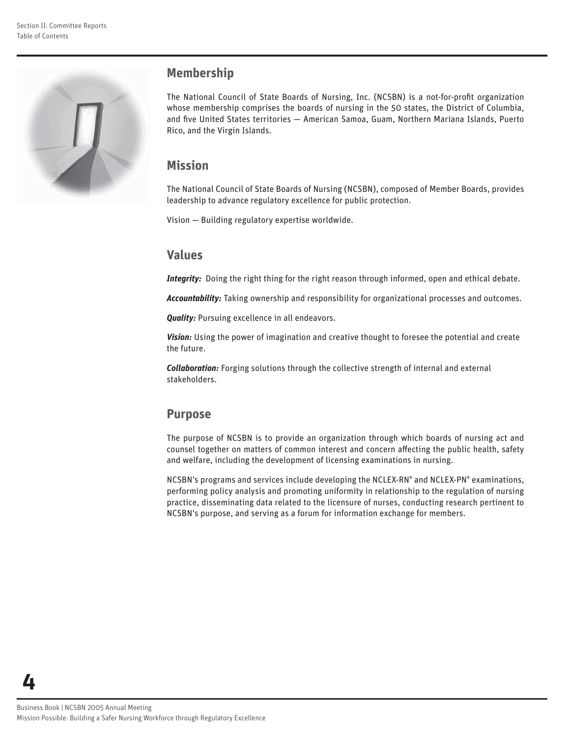## Membership

The National Council of State Boards of Nursing, Inc. (NCSBN) is a not-for-profit organization whose membership comprises the boards of nursing in the 50 states, the District of Columbia, and five United States territories — American Samoa, Guam, Northern Mariana Islands, Puerto Rico, and the Virgin Islands.

## Mission

The National Council of State Boards of Nursing (NCSBN), composed of Member Boards, provides leadership to advance regulatory excellence for public protection.

Vision — Building regulatory expertise worldwide.

## Values

***Integrity:*** Doing the right thing for the right reason through informed, open and ethical debate.

***Accountability:*** Taking ownership and responsibility for organizational processes and outcomes.

***Quality:*** Pursuing excellence in all endeavors.

***Vision:*** Using the power of imagination and creative thought to foresee the potential and create the future.

***Collaboration:*** Forging solutions through the collective strength of internal and external stakeholders.

## Purpose

The purpose of NCSBN is to provide an organization through which boards of nursing act and counsel together on matters of common interest and concern affecting the public health, safety and welfare, including the development of licensing examinations in nursing.

NCSBN's programs and services include developing the NCLEX-RN® and NCLEX-PN® examinations, performing policy analysis and promoting uniformity in relationship to the regulation of nursing practice, disseminating data related to the licensure of nurses, conducting research pertinent to NCSBN's purpose, and serving as a forum for information exchange for members.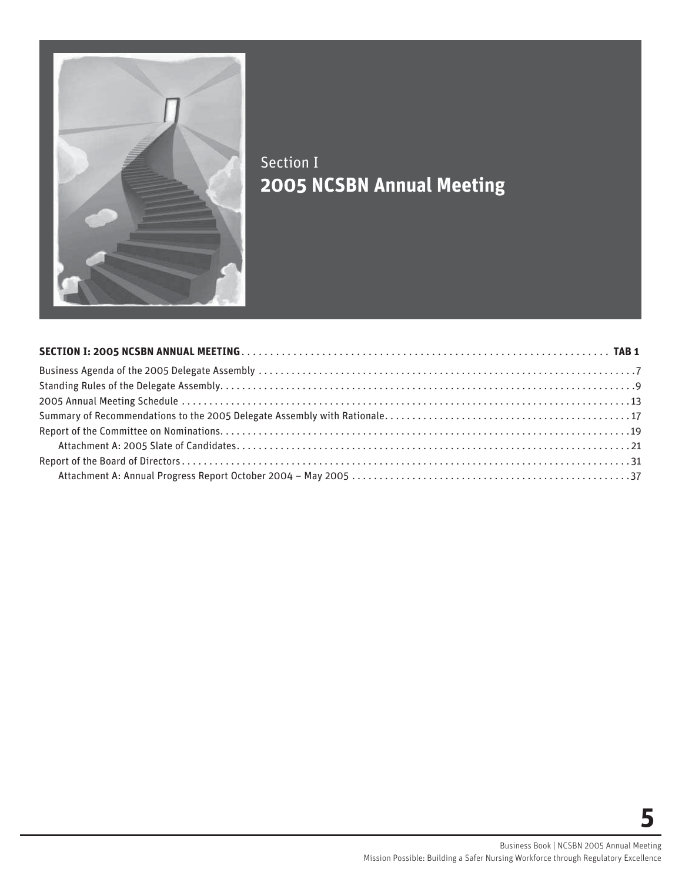Section I

# 2005 NCSBN Annual Meeting

| | |
|---|---|
| **SECTION I: 2005 NCSBN ANNUAL MEETING** | **TAB 1** |
| Business Agenda of the 2005 Delegate Assembly | 7 |
| Standing Rules of the Delegate Assembly | 9 |
| 2005 Annual Meeting Schedule | 13 |
| Summary of Recommendations to the 2005 Delegate Assembly with Rationale | 17 |
| Report of the Committee on Nominations | 19 |
| Attachment A: 2005 Slate of Candidates | 21 |
| Report of the Board of Directors | 31 |
| Attachment A: Annual Progress Report October 2004 – May 2005 | 37 |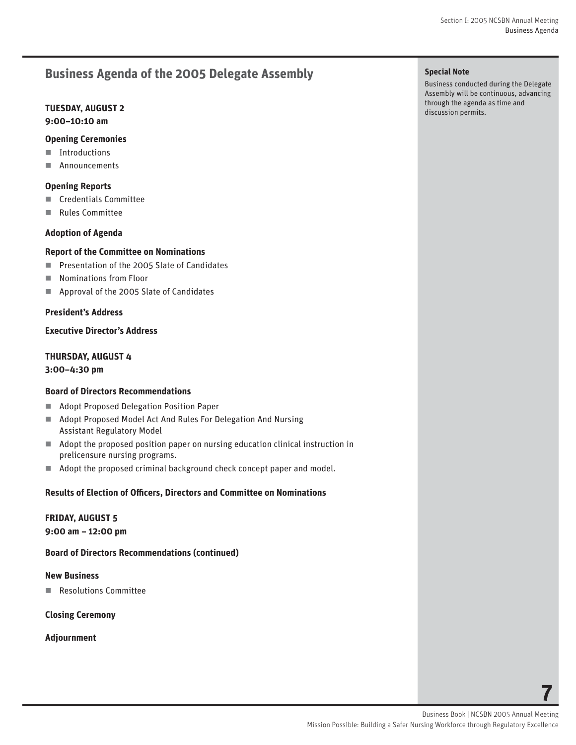## Business Agenda of the 2005 Delegate Assembly

**Special Note**

Business conducted during the Delegate Assembly will be continuous, advancing through the agenda as time and discussion permits.

**TUESDAY, AUGUST 2**
**9:00–10:10 am**

**Opening Ceremonies**

- Introductions
- Announcements

**Opening Reports**

- Credentials Committee
- Rules Committee

**Adoption of Agenda**

**Report of the Committee on Nominations**

- Presentation of the 2005 Slate of Candidates
- Nominations from Floor
- Approval of the 2005 Slate of Candidates

**President's Address**

**Executive Director's Address**

**THURSDAY, AUGUST 4**
**3:00–4:30 pm**

**Board of Directors Recommendations**

- Adopt Proposed Delegation Position Paper
- Adopt Proposed Model Act And Rules For Delegation And Nursing Assistant Regulatory Model
- Adopt the proposed position paper on nursing education clinical instruction in prelicensure nursing programs.
- Adopt the proposed criminal background check concept paper and model.

**Results of Election of Officers, Directors and Committee on Nominations**

**FRIDAY, AUGUST 5**
**9:00 am – 12:00 pm**

**Board of Directors Recommendations (continued)**

**New Business**

- Resolutions Committee

**Closing Ceremony**

**Adjournment**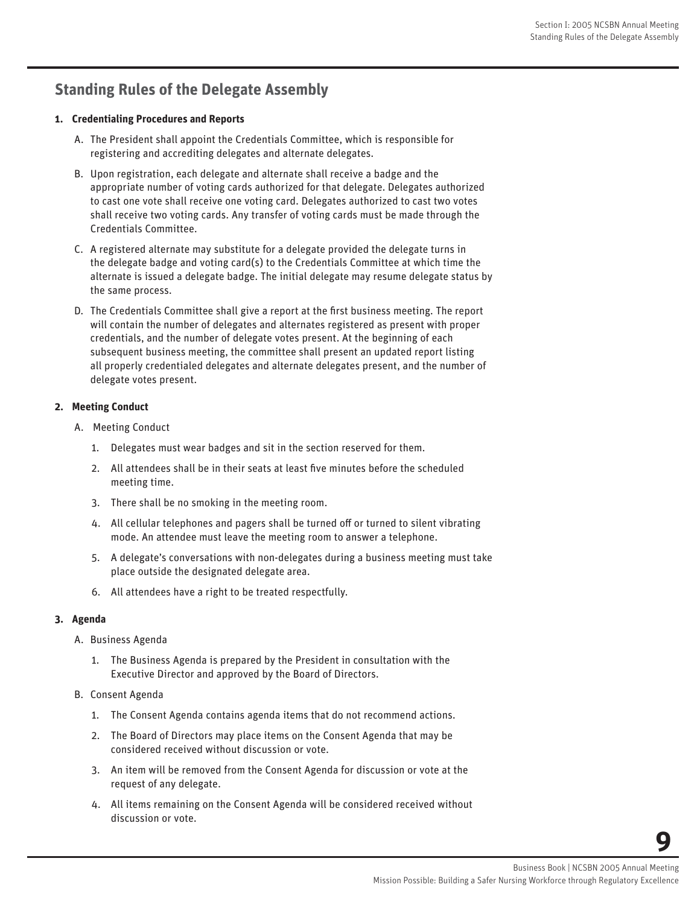## Standing Rules of the Delegate Assembly

**1. Credentialing Procedures and Reports**

A. The President shall appoint the Credentials Committee, which is responsible for registering and accrediting delegates and alternate delegates.

B. Upon registration, each delegate and alternate shall receive a badge and the appropriate number of voting cards authorized for that delegate. Delegates authorized to cast one vote shall receive one voting card. Delegates authorized to cast two votes shall receive two voting cards. Any transfer of voting cards must be made through the Credentials Committee.

C. A registered alternate may substitute for a delegate provided the delegate turns in the delegate badge and voting card(s) to the Credentials Committee at which time the alternate is issued a delegate badge. The initial delegate may resume delegate status by the same process.

D. The Credentials Committee shall give a report at the first business meeting. The report will contain the number of delegates and alternates registered as present with proper credentials, and the number of delegate votes present. At the beginning of each subsequent business meeting, the committee shall present an updated report listing all properly credentialed delegates and alternate delegates present, and the number of delegate votes present.

**2. Meeting Conduct**

A. Meeting Conduct

1. Delegates must wear badges and sit in the section reserved for them.
2. All attendees shall be in their seats at least five minutes before the scheduled meeting time.
3. There shall be no smoking in the meeting room.
4. All cellular telephones and pagers shall be turned off or turned to silent vibrating mode. An attendee must leave the meeting room to answer a telephone.
5. A delegate's conversations with non-delegates during a business meeting must take place outside the designated delegate area.
6. All attendees have a right to be treated respectfully.

**3. Agenda**

A. Business Agenda

1. The Business Agenda is prepared by the President in consultation with the Executive Director and approved by the Board of Directors.

B. Consent Agenda

1. The Consent Agenda contains agenda items that do not recommend actions.
2. The Board of Directors may place items on the Consent Agenda that may be considered received without discussion or vote.
3. An item will be removed from the Consent Agenda for discussion or vote at the request of any delegate.
4. All items remaining on the Consent Agenda will be considered received without discussion or vote.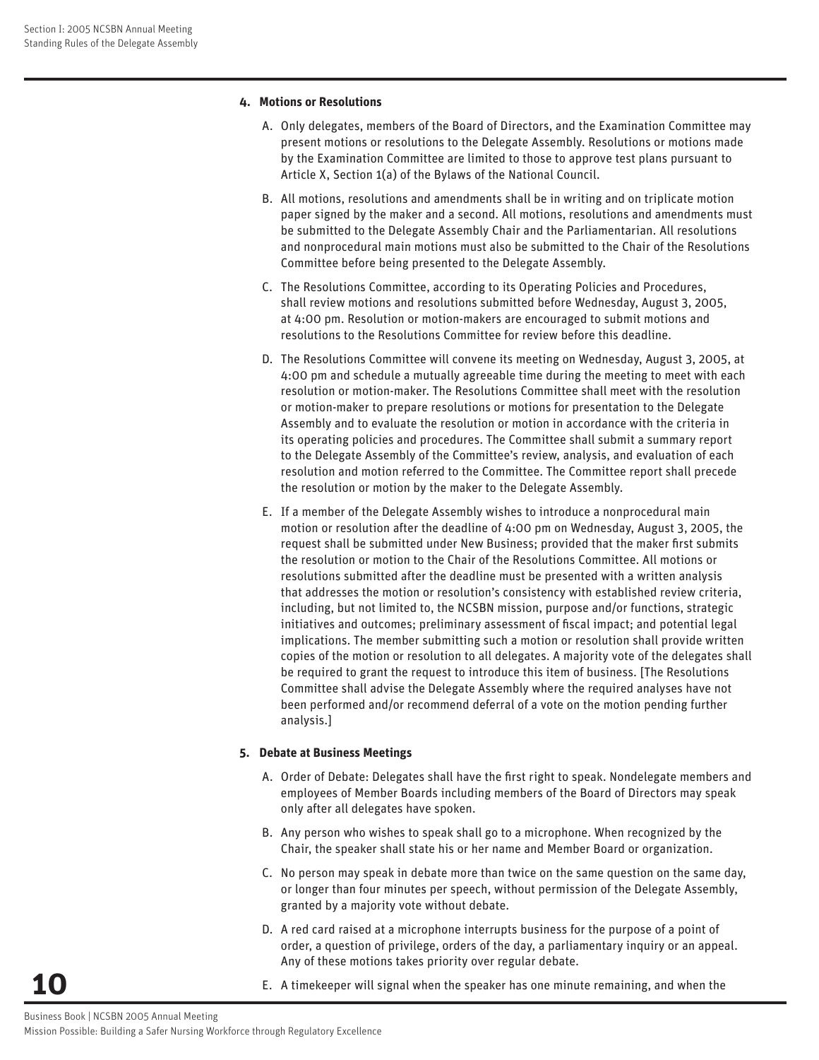**4. Motions or Resolutions**

A. Only delegates, members of the Board of Directors, and the Examination Committee may present motions or resolutions to the Delegate Assembly. Resolutions or motions made by the Examination Committee are limited to those to approve test plans pursuant to Article X, Section 1(a) of the Bylaws of the National Council.

B. All motions, resolutions and amendments shall be in writing and on triplicate motion paper signed by the maker and a second. All motions, resolutions and amendments must be submitted to the Delegate Assembly Chair and the Parliamentarian. All resolutions and nonprocedural main motions must also be submitted to the Chair of the Resolutions Committee before being presented to the Delegate Assembly.

C. The Resolutions Committee, according to its Operating Policies and Procedures, shall review motions and resolutions submitted before Wednesday, August 3, 2005, at 4:00 pm. Resolution or motion-makers are encouraged to submit motions and resolutions to the Resolutions Committee for review before this deadline.

D. The Resolutions Committee will convene its meeting on Wednesday, August 3, 2005, at 4:00 pm and schedule a mutually agreeable time during the meeting to meet with each resolution or motion-maker. The Resolutions Committee shall meet with the resolution or motion-maker to prepare resolutions or motions for presentation to the Delegate Assembly and to evaluate the resolution or motion in accordance with the criteria in its operating policies and procedures. The Committee shall submit a summary report to the Delegate Assembly of the Committee's review, analysis, and evaluation of each resolution and motion referred to the Committee. The Committee report shall precede the resolution or motion by the maker to the Delegate Assembly.

E. If a member of the Delegate Assembly wishes to introduce a nonprocedural main motion or resolution after the deadline of 4:00 pm on Wednesday, August 3, 2005, the request shall be submitted under New Business; provided that the maker first submits the resolution or motion to the Chair of the Resolutions Committee. All motions or resolutions submitted after the deadline must be presented with a written analysis that addresses the motion or resolution's consistency with established review criteria, including, but not limited to, the NCSBN mission, purpose and/or functions, strategic initiatives and outcomes; preliminary assessment of fiscal impact; and potential legal implications. The member submitting such a motion or resolution shall provide written copies of the motion or resolution to all delegates. A majority vote of the delegates shall be required to grant the request to introduce this item of business. [The Resolutions Committee shall advise the Delegate Assembly where the required analyses have not been performed and/or recommend deferral of a vote on the motion pending further analysis.]

**5. Debate at Business Meetings**

A. Order of Debate: Delegates shall have the first right to speak. Nondelegate members and employees of Member Boards including members of the Board of Directors may speak only after all delegates have spoken.

B. Any person who wishes to speak shall go to a microphone. When recognized by the Chair, the speaker shall state his or her name and Member Board or organization.

C. No person may speak in debate more than twice on the same question on the same day, or longer than four minutes per speech, without permission of the Delegate Assembly, granted by a majority vote without debate.

D. A red card raised at a microphone interrupts business for the purpose of a point of order, a question of privilege, orders of the day, a parliamentary inquiry or an appeal. Any of these motions takes priority over regular debate.

E. A timekeeper will signal when the speaker has one minute remaining, and when the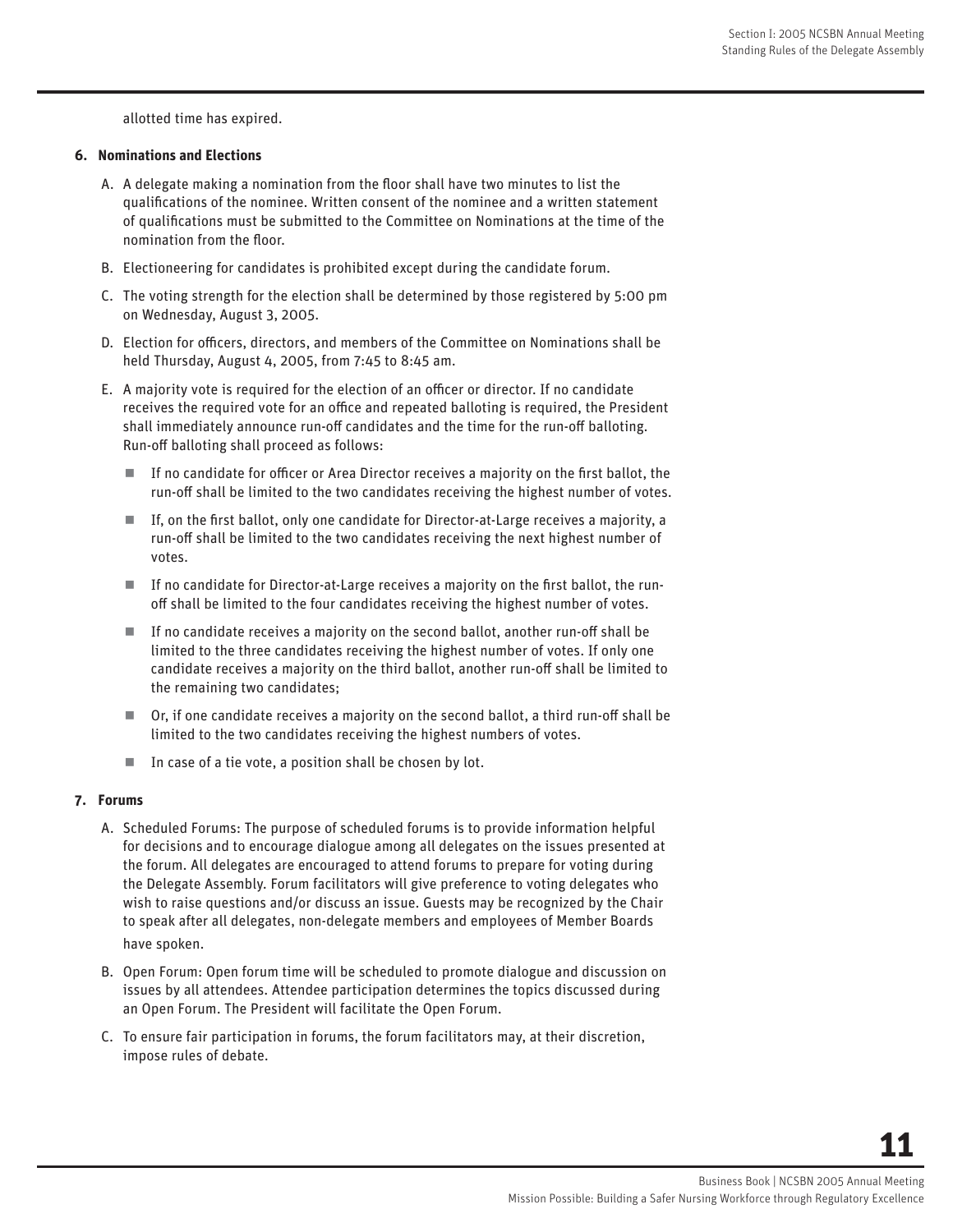allotted time has expired.

**6. Nominations and Elections**

A. A delegate making a nomination from the floor shall have two minutes to list the qualifications of the nominee. Written consent of the nominee and a written statement of qualifications must be submitted to the Committee on Nominations at the time of the nomination from the floor.

B. Electioneering for candidates is prohibited except during the candidate forum.

C. The voting strength for the election shall be determined by those registered by 5:00 pm on Wednesday, August 3, 2005.

D. Election for officers, directors, and members of the Committee on Nominations shall be held Thursday, August 4, 2005, from 7:45 to 8:45 am.

E. A majority vote is required for the election of an officer or director. If no candidate receives the required vote for an office and repeated balloting is required, the President shall immediately announce run-off candidates and the time for the run-off balloting. Run-off balloting shall proceed as follows:

- If no candidate for officer or Area Director receives a majority on the first ballot, the run-off shall be limited to the two candidates receiving the highest number of votes.
- If, on the first ballot, only one candidate for Director-at-Large receives a majority, a run-off shall be limited to the two candidates receiving the next highest number of votes.
- If no candidate for Director-at-Large receives a majority on the first ballot, the run-off shall be limited to the four candidates receiving the highest number of votes.
- If no candidate receives a majority on the second ballot, another run-off shall be limited to the three candidates receiving the highest number of votes. If only one candidate receives a majority on the third ballot, another run-off shall be limited to the remaining two candidates;
- Or, if one candidate receives a majority on the second ballot, a third run-off shall be limited to the two candidates receiving the highest numbers of votes.
- In case of a tie vote, a position shall be chosen by lot.

**7. Forums**

A. Scheduled Forums: The purpose of scheduled forums is to provide information helpful for decisions and to encourage dialogue among all delegates on the issues presented at the forum. All delegates are encouraged to attend forums to prepare for voting during the Delegate Assembly. Forum facilitators will give preference to voting delegates who wish to raise questions and/or discuss an issue. Guests may be recognized by the Chair to speak after all delegates, non-delegate members and employees of Member Boards have spoken.

B. Open Forum: Open forum time will be scheduled to promote dialogue and discussion on issues by all attendees. Attendee participation determines the topics discussed during an Open Forum. The President will facilitate the Open Forum.

C. To ensure fair participation in forums, the forum facilitators may, at their discretion, impose rules of debate.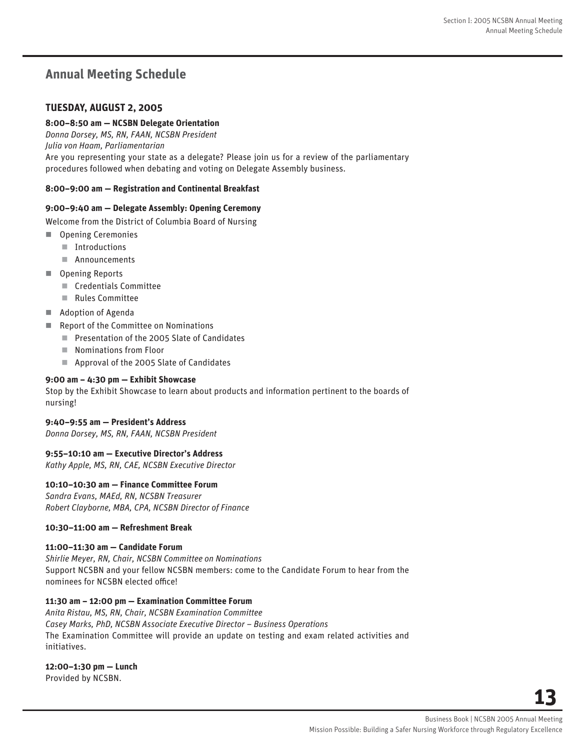## Annual Meeting Schedule

### TUESDAY, AUGUST 2, 2005

**8:00–8:50 am — NCSBN Delegate Orientation**
*Donna Dorsey, MS, RN, FAAN, NCSBN President*
*Julia von Haam, Parliamentarian*
Are you representing your state as a delegate? Please join us for a review of the parliamentary procedures followed when debating and voting on Delegate Assembly business.

**8:00–9:00 am — Registration and Continental Breakfast**

**9:00–9:40 am — Delegate Assembly: Opening Ceremony**

Welcome from the District of Columbia Board of Nursing

- Opening Ceremonies
  - Introductions
  - Announcements
- Opening Reports
  - Credentials Committee
  - Rules Committee
- Adoption of Agenda
- Report of the Committee on Nominations
  - Presentation of the 2005 Slate of Candidates
  - Nominations from Floor
  - Approval of the 2005 Slate of Candidates

**9:00 am – 4:30 pm — Exhibit Showcase**
Stop by the Exhibit Showcase to learn about products and information pertinent to the boards of nursing!

**9:40–9:55 am — President's Address**
*Donna Dorsey, MS, RN, FAAN, NCSBN President*

**9:55–10:10 am — Executive Director's Address**
*Kathy Apple, MS, RN, CAE, NCSBN Executive Director*

**10:10–10:30 am — Finance Committee Forum**
*Sandra Evans, MAEd, RN, NCSBN Treasurer*
*Robert Clayborne, MBA, CPA, NCSBN Director of Finance*

**10:30–11:00 am — Refreshment Break**

**11:00–11:30 am — Candidate Forum**
*Shirlie Meyer, RN, Chair, NCSBN Committee on Nominations*
Support NCSBN and your fellow NCSBN members: come to the Candidate Forum to hear from the nominees for NCSBN elected office!

**11:30 am – 12:00 pm — Examination Committee Forum**
*Anita Ristau, MS, RN, Chair, NCSBN Examination Committee*
*Casey Marks, PhD, NCSBN Associate Executive Director – Business Operations*
The Examination Committee will provide an update on testing and exam related activities and initiatives.

**12:00–1:30 pm — Lunch**
Provided by NCSBN.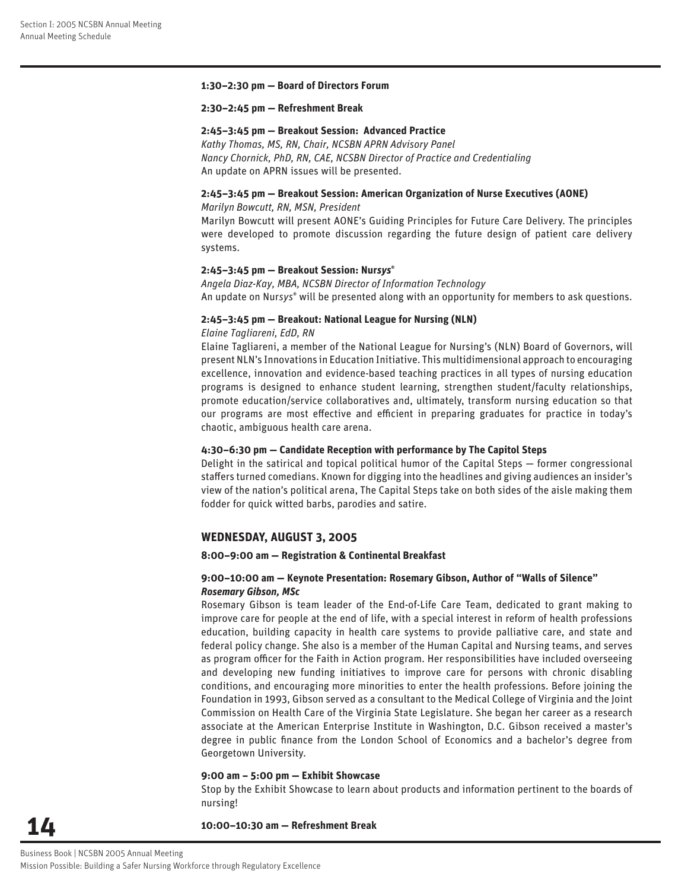**1:30–2:30 pm — Board of Directors Forum**

**2:30–2:45 pm — Refreshment Break**

**2:45–3:45 pm — Breakout Session: Advanced Practice**
*Kathy Thomas, MS, RN, Chair, NCSBN APRN Advisory Panel*
*Nancy Chornick, PhD, RN, CAE, NCSBN Director of Practice and Credentialing*
An update on APRN issues will be presented.

**2:45–3:45 pm — Breakout Session: American Organization of Nurse Executives (AONE)**
*Marilyn Bowcutt, RN, MSN, President*
Marilyn Bowcutt will present AONE's Guiding Principles for Future Care Delivery. The principles were developed to promote discussion regarding the future design of patient care delivery systems.

**2:45–3:45 pm — Breakout Session: Nur*sys*®**
*Angela Diaz-Kay, MBA, NCSBN Director of Information Technology*
An update on Nur*sys*® will be presented along with an opportunity for members to ask questions.

**2:45–3:45 pm — Breakout: National League for Nursing (NLN)**
*Elaine Tagliareni, EdD, RN*
Elaine Tagliareni, a member of the National League for Nursing's (NLN) Board of Governors, will present NLN's Innovations in Education Initiative. This multidimensional approach to encouraging excellence, innovation and evidence-based teaching practices in all types of nursing education programs is designed to enhance student learning, strengthen student/faculty relationships, promote education/service collaboratives and, ultimately, transform nursing education so that our programs are most effective and efficient in preparing graduates for practice in today's chaotic, ambiguous health care arena.

**4:30–6:30 pm — Candidate Reception with performance by The Capitol Steps**
Delight in the satirical and topical political humor of the Capital Steps — former congressional staffers turned comedians. Known for digging into the headlines and giving audiences an insider's view of the nation's political arena, The Capital Steps take on both sides of the aisle making them fodder for quick witted barbs, parodies and satire.

## WEDNESDAY, AUGUST 3, 2005

**8:00–9:00 am — Registration & Continental Breakfast**

**9:00–10:00 am — Keynote Presentation: Rosemary Gibson, Author of "Walls of Silence"**
***Rosemary Gibson, MSc***
Rosemary Gibson is team leader of the End-of-Life Care Team, dedicated to grant making to improve care for people at the end of life, with a special interest in reform of health professions education, building capacity in health care systems to provide palliative care, and state and federal policy change. She also is a member of the Human Capital and Nursing teams, and serves as program officer for the Faith in Action program. Her responsibilities have included overseeing and developing new funding initiatives to improve care for persons with chronic disabling conditions, and encouraging more minorities to enter the health professions. Before joining the Foundation in 1993, Gibson served as a consultant to the Medical College of Virginia and the Joint Commission on Health Care of the Virginia State Legislature. She began her career as a research associate at the American Enterprise Institute in Washington, D.C. Gibson received a master's degree in public finance from the London School of Economics and a bachelor's degree from Georgetown University.

**9:00 am – 5:00 pm — Exhibit Showcase**
Stop by the Exhibit Showcase to learn about products and information pertinent to the boards of nursing!

**10:00–10:30 am — Refreshment Break**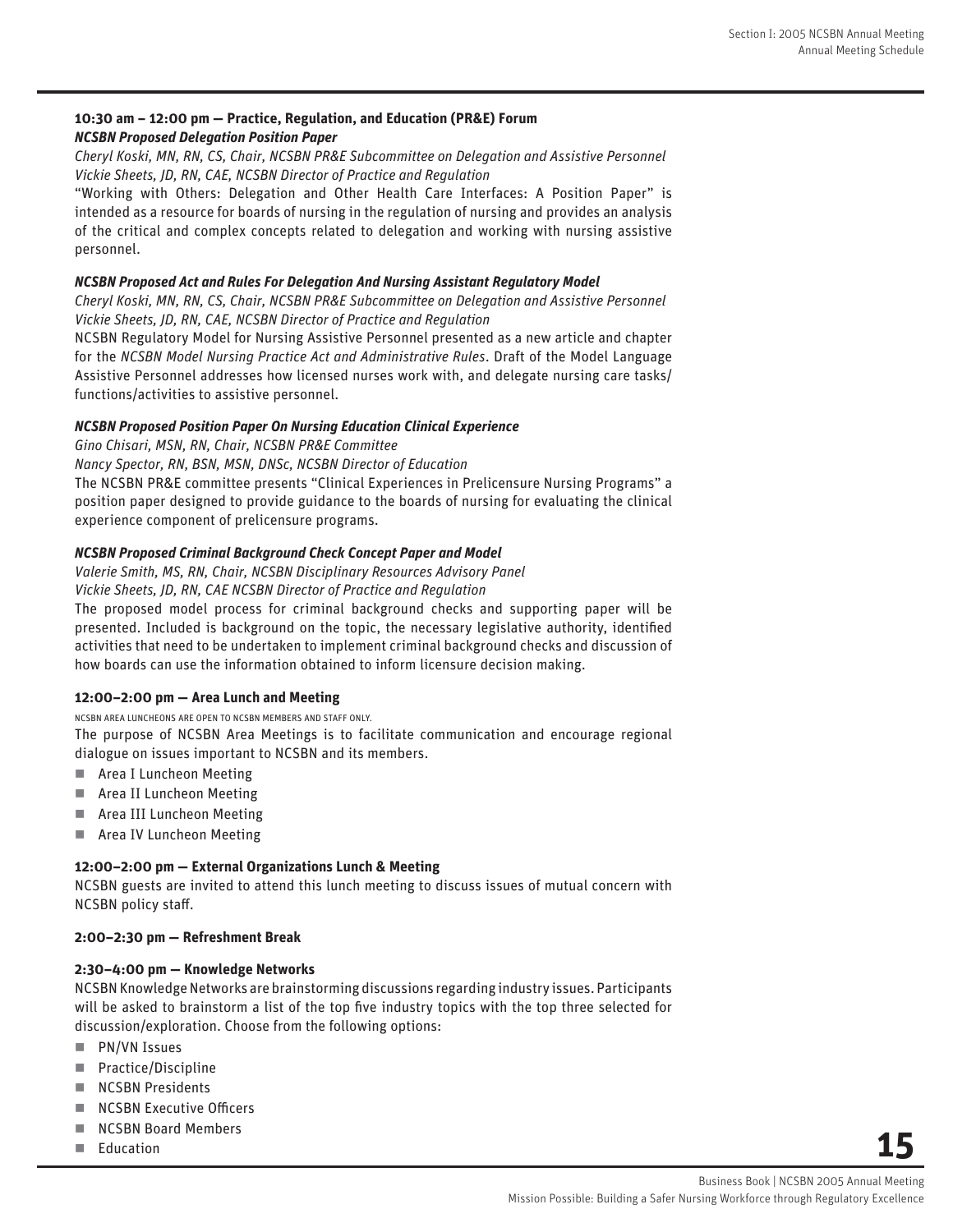**10:30 am – 12:00 pm — Practice, Regulation, and Education (PR&E) Forum**

***NCSBN Proposed Delegation Position Paper***

*Cheryl Koski, MN, RN, CS, Chair, NCSBN PR&E Subcommittee on Delegation and Assistive Personnel*
*Vickie Sheets, JD, RN, CAE, NCSBN Director of Practice and Regulation*

"Working with Others: Delegation and Other Health Care Interfaces: A Position Paper" is intended as a resource for boards of nursing in the regulation of nursing and provides an analysis of the critical and complex concepts related to delegation and working with nursing assistive personnel.

***NCSBN Proposed Act and Rules For Delegation And Nursing Assistant Regulatory Model***

*Cheryl Koski, MN, RN, CS, Chair, NCSBN PR&E Subcommittee on Delegation and Assistive Personnel*
*Vickie Sheets, JD, RN, CAE, NCSBN Director of Practice and Regulation*

NCSBN Regulatory Model for Nursing Assistive Personnel presented as a new article and chapter for the *NCSBN Model Nursing Practice Act and Administrative Rules*. Draft of the Model Language Assistive Personnel addresses how licensed nurses work with, and delegate nursing care tasks/functions/activities to assistive personnel.

***NCSBN Proposed Position Paper On Nursing Education Clinical Experience***

*Gino Chisari, MSN, RN, Chair, NCSBN PR&E Committee*
*Nancy Spector, RN, BSN, MSN, DNSc, NCSBN Director of Education*

The NCSBN PR&E committee presents "Clinical Experiences in Prelicensure Nursing Programs" a position paper designed to provide guidance to the boards of nursing for evaluating the clinical experience component of prelicensure programs.

***NCSBN Proposed Criminal Background Check Concept Paper and Model***

*Valerie Smith, MS, RN, Chair, NCSBN Disciplinary Resources Advisory Panel*
*Vickie Sheets, JD, RN, CAE NCSBN Director of Practice and Regulation*

The proposed model process for criminal background checks and supporting paper will be presented. Included is background on the topic, the necessary legislative authority, identified activities that need to be undertaken to implement criminal background checks and discussion of how boards can use the information obtained to inform licensure decision making.

**12:00–2:00 pm — Area Lunch and Meeting**

NCSBN AREA LUNCHEONS ARE OPEN TO NCSBN MEMBERS AND STAFF ONLY.

The purpose of NCSBN Area Meetings is to facilitate communication and encourage regional dialogue on issues important to NCSBN and its members.

- Area I Luncheon Meeting
- Area II Luncheon Meeting
- Area III Luncheon Meeting
- Area IV Luncheon Meeting

**12:00–2:00 pm — External Organizations Lunch & Meeting**

NCSBN guests are invited to attend this lunch meeting to discuss issues of mutual concern with NCSBN policy staff.

**2:00–2:30 pm — Refreshment Break**

**2:30–4:00 pm — Knowledge Networks**

NCSBN Knowledge Networks are brainstorming discussions regarding industry issues. Participants will be asked to brainstorm a list of the top five industry topics with the top three selected for discussion/exploration. Choose from the following options:

- PN/VN Issues
- Practice/Discipline
- NCSBN Presidents
- NCSBN Executive Officers
- NCSBN Board Members
- Education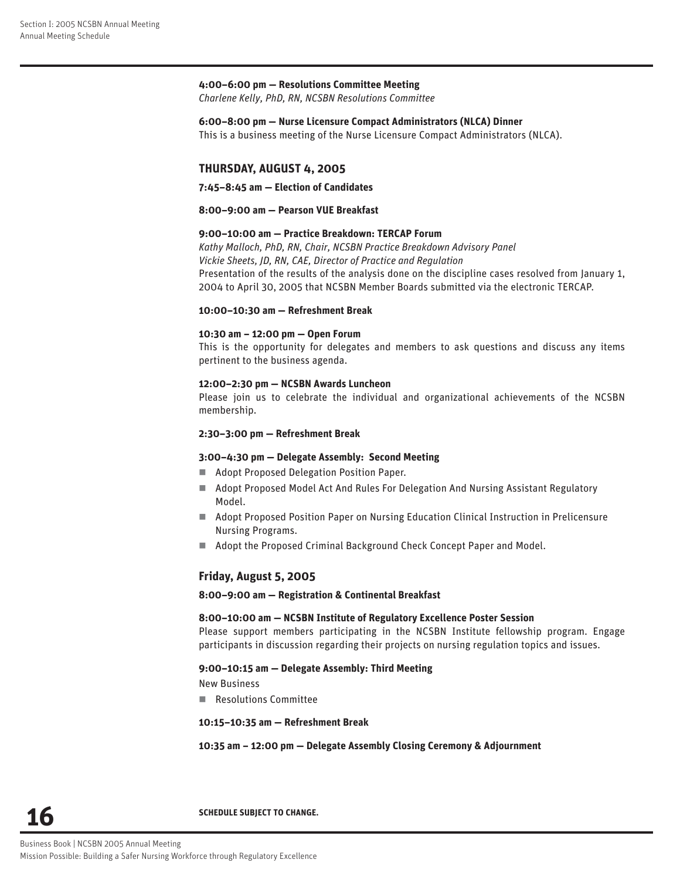**4:00–6:00 pm — Resolutions Committee Meeting**
*Charlene Kelly, PhD, RN, NCSBN Resolutions Committee*

**6:00–8:00 pm — Nurse Licensure Compact Administrators (NLCA) Dinner**
This is a business meeting of the Nurse Licensure Compact Administrators (NLCA).

## THURSDAY, AUGUST 4, 2005

**7:45–8:45 am — Election of Candidates**

**8:00–9:00 am — Pearson VUE Breakfast**

**9:00–10:00 am — Practice Breakdown: TERCAP Forum**
*Kathy Malloch, PhD, RN, Chair, NCSBN Practice Breakdown Advisory Panel*
*Vickie Sheets, JD, RN, CAE, Director of Practice and Regulation*
Presentation of the results of the analysis done on the discipline cases resolved from January 1, 2004 to April 30, 2005 that NCSBN Member Boards submitted via the electronic TERCAP.

**10:00–10:30 am — Refreshment Break**

**10:30 am – 12:00 pm — Open Forum**
This is the opportunity for delegates and members to ask questions and discuss any items pertinent to the business agenda.

**12:00–2:30 pm — NCSBN Awards Luncheon**
Please join us to celebrate the individual and organizational achievements of the NCSBN membership.

**2:30–3:00 pm — Refreshment Break**

**3:00–4:30 pm — Delegate Assembly: Second Meeting**

- Adopt Proposed Delegation Position Paper.
- Adopt Proposed Model Act And Rules For Delegation And Nursing Assistant Regulatory Model.
- Adopt Proposed Position Paper on Nursing Education Clinical Instruction in Prelicensure Nursing Programs.
- Adopt the Proposed Criminal Background Check Concept Paper and Model.

## Friday, August 5, 2005

**8:00–9:00 am — Registration & Continental Breakfast**

**8:00–10:00 am — NCSBN Institute of Regulatory Excellence Poster Session**
Please support members participating in the NCSBN Institute fellowship program. Engage participants in discussion regarding their projects on nursing regulation topics and issues.

**9:00–10:15 am — Delegate Assembly: Third Meeting**

New Business

- Resolutions Committee

**10:15–10:35 am — Refreshment Break**

**10:35 am – 12:00 pm — Delegate Assembly Closing Ceremony & Adjournment**

**SCHEDULE SUBJECT TO CHANGE.**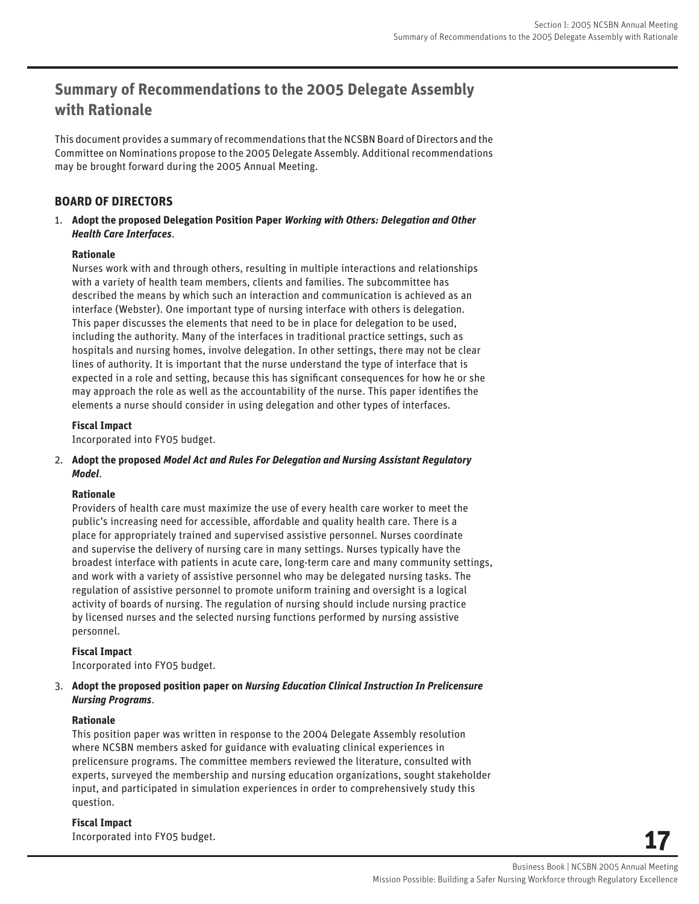## Summary of Recommendations to the 2005 Delegate Assembly with Rationale

This document provides a summary of recommendations that the NCSBN Board of Directors and the Committee on Nominations propose to the 2005 Delegate Assembly. Additional recommendations may be brought forward during the 2005 Annual Meeting.

### BOARD OF DIRECTORS

1. **Adopt the proposed Delegation Position Paper *Working with Others: Delegation and Other Health Care Interfaces*.**

   **Rationale**

   Nurses work with and through others, resulting in multiple interactions and relationships with a variety of health team members, clients and families. The subcommittee has described the means by which such an interaction and communication is achieved as an interface (Webster). One important type of nursing interface with others is delegation. This paper discusses the elements that need to be in place for delegation to be used, including the authority. Many of the interfaces in traditional practice settings, such as hospitals and nursing homes, involve delegation. In other settings, there may not be clear lines of authority. It is important that the nurse understand the type of interface that is expected in a role and setting, because this has significant consequences for how he or she may approach the role as well as the accountability of the nurse. This paper identifies the elements a nurse should consider in using delegation and other types of interfaces.

   **Fiscal Impact**

   Incorporated into FY05 budget.

2. **Adopt the proposed *Model Act and Rules For Delegation and Nursing Assistant Regulatory Model*.**

   **Rationale**

   Providers of health care must maximize the use of every health care worker to meet the public's increasing need for accessible, affordable and quality health care. There is a place for appropriately trained and supervised assistive personnel. Nurses coordinate and supervise the delivery of nursing care in many settings. Nurses typically have the broadest interface with patients in acute care, long-term care and many community settings, and work with a variety of assistive personnel who may be delegated nursing tasks. The regulation of assistive personnel to promote uniform training and oversight is a logical activity of boards of nursing. The regulation of nursing should include nursing practice by licensed nurses and the selected nursing functions performed by nursing assistive personnel.

   **Fiscal Impact**

   Incorporated into FY05 budget.

3. **Adopt the proposed position paper on *Nursing Education Clinical Instruction In Prelicensure Nursing Programs*.**

   **Rationale**

   This position paper was written in response to the 2004 Delegate Assembly resolution where NCSBN members asked for guidance with evaluating clinical experiences in prelicensure programs. The committee members reviewed the literature, consulted with experts, surveyed the membership and nursing education organizations, sought stakeholder input, and participated in simulation experiences in order to comprehensively study this question.

   **Fiscal Impact**

   Incorporated into FY05 budget.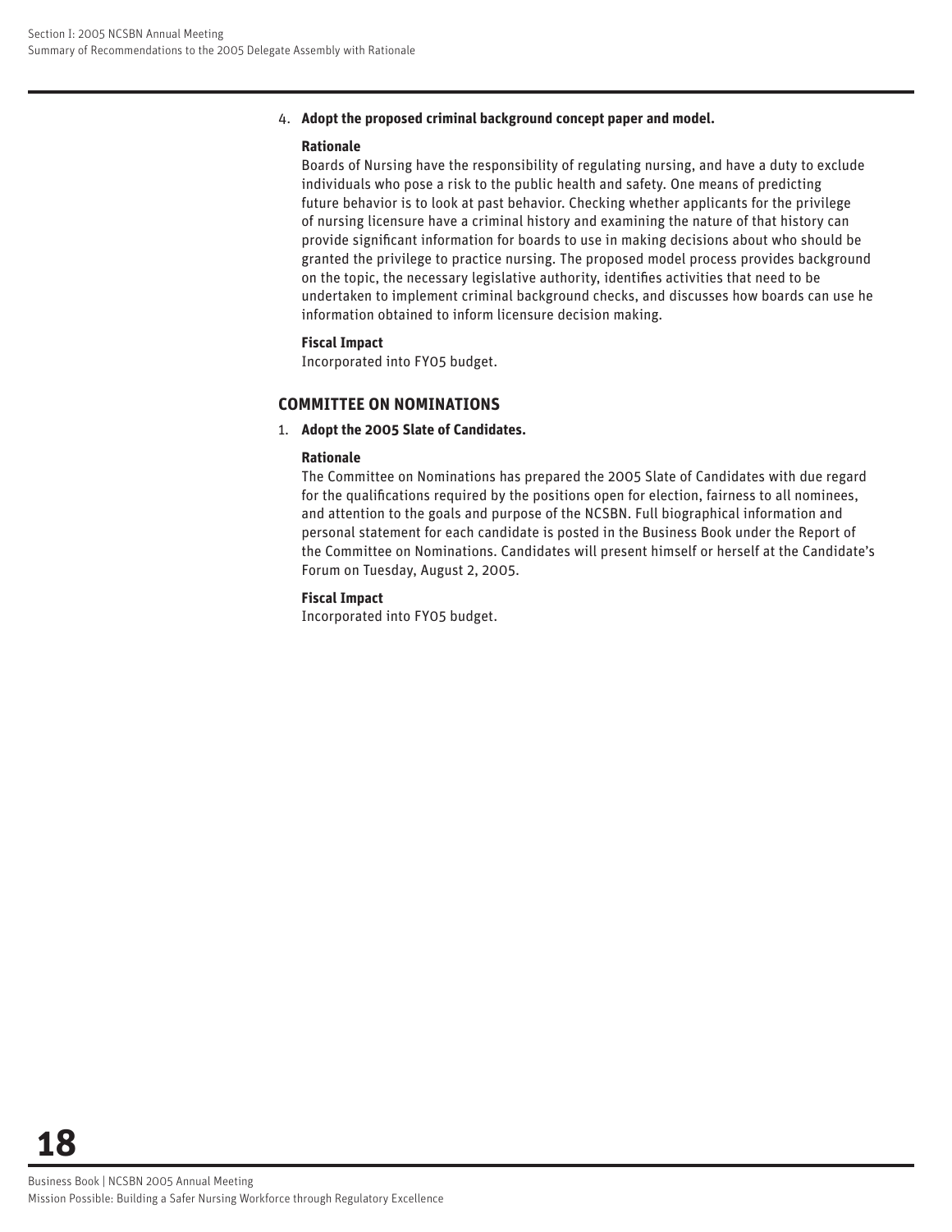4. **Adopt the proposed criminal background concept paper and model.**

**Rationale**

Boards of Nursing have the responsibility of regulating nursing, and have a duty to exclude individuals who pose a risk to the public health and safety. One means of predicting future behavior is to look at past behavior. Checking whether applicants for the privilege of nursing licensure have a criminal history and examining the nature of that history can provide significant information for boards to use in making decisions about who should be granted the privilege to practice nursing. The proposed model process provides background on the topic, the necessary legislative authority, identifies activities that need to be undertaken to implement criminal background checks, and discusses how boards can use he information obtained to inform licensure decision making.

**Fiscal Impact**

Incorporated into FY05 budget.

## COMMITTEE ON NOMINATIONS

1. **Adopt the 2005 Slate of Candidates.**

**Rationale**

The Committee on Nominations has prepared the 2005 Slate of Candidates with due regard for the qualifications required by the positions open for election, fairness to all nominees, and attention to the goals and purpose of the NCSBN. Full biographical information and personal statement for each candidate is posted in the Business Book under the Report of the Committee on Nominations. Candidates will present himself or herself at the Candidate's Forum on Tuesday, August 2, 2005.

**Fiscal Impact**

Incorporated into FY05 budget.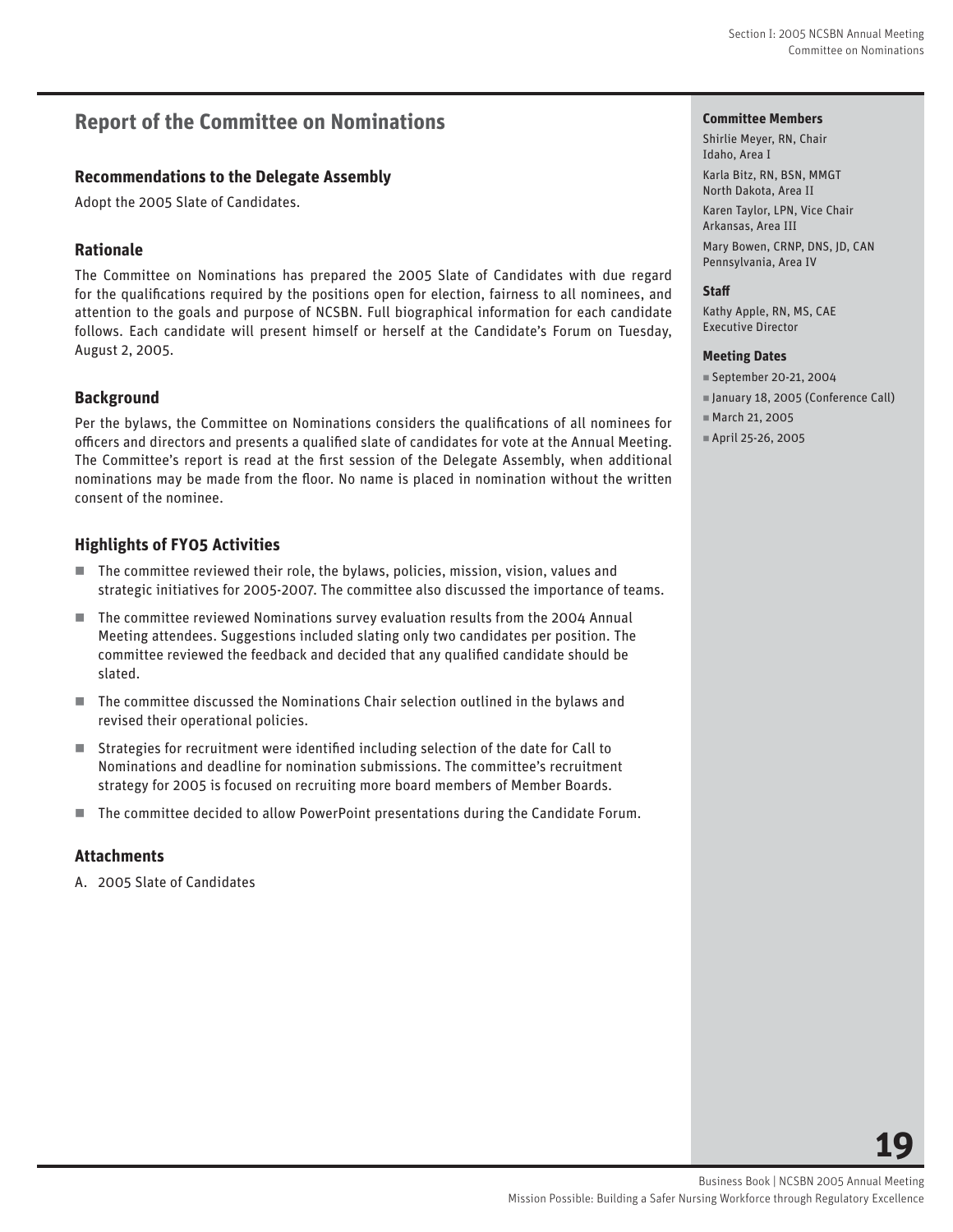## Report of the Committee on Nominations

### Recommendations to the Delegate Assembly

Adopt the 2005 Slate of Candidates.

### Rationale

The Committee on Nominations has prepared the 2005 Slate of Candidates with due regard for the qualifications required by the positions open for election, fairness to all nominees, and attention to the goals and purpose of NCSBN. Full biographical information for each candidate follows. Each candidate will present himself or herself at the Candidate's Forum on Tuesday, August 2, 2005.

### Background

Per the bylaws, the Committee on Nominations considers the qualifications of all nominees for officers and directors and presents a qualified slate of candidates for vote at the Annual Meeting. The Committee's report is read at the first session of the Delegate Assembly, when additional nominations may be made from the floor. No name is placed in nomination without the written consent of the nominee.

### Highlights of FY05 Activities

- The committee reviewed their role, the bylaws, policies, mission, vision, values and strategic initiatives for 2005-2007. The committee also discussed the importance of teams.
- The committee reviewed Nominations survey evaluation results from the 2004 Annual Meeting attendees. Suggestions included slating only two candidates per position. The committee reviewed the feedback and decided that any qualified candidate should be slated.
- The committee discussed the Nominations Chair selection outlined in the bylaws and revised their operational policies.
- Strategies for recruitment were identified including selection of the date for Call to Nominations and deadline for nomination submissions. The committee's recruitment strategy for 2005 is focused on recruiting more board members of Member Boards.
- The committee decided to allow PowerPoint presentations during the Candidate Forum.

### Attachments

A. 2005 Slate of Candidates

#### Committee Members

Shirlie Meyer, RN, Chair
Idaho, Area I

Karla Bitz, RN, BSN, MMGT
North Dakota, Area II

Karen Taylor, LPN, Vice Chair
Arkansas, Area III

Mary Bowen, CRNP, DNS, JD, CAN
Pennsylvania, Area IV

#### Staff

Kathy Apple, RN, MS, CAE
Executive Director

#### Meeting Dates

- September 20-21, 2004
- January 18, 2005 (Conference Call)
- March 21, 2005
- April 25-26, 2005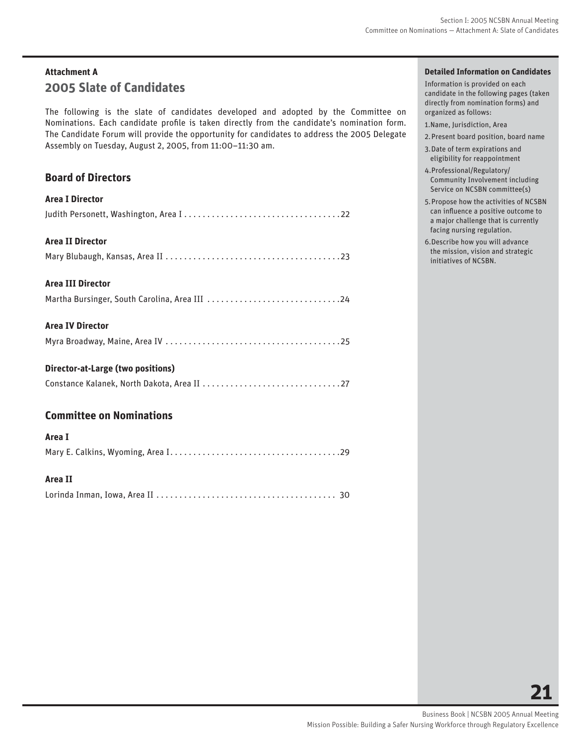## Attachment A

# 2005 Slate of Candidates

The following is the slate of candidates developed and adopted by the Committee on Nominations. Each candidate profile is taken directly from the candidate's nomination form. The Candidate Forum will provide the opportunity for candidates to address the 2005 Delegate Assembly on Tuesday, August 2, 2005, from 11:00–11:30 am.

## Board of Directors

### Area I Director

Judith Personett, Washington, Area I . . . . . . . . . . . . . . . . . . . . . . . . . . . . . . . . . 22

### Area II Director

Mary Blubaugh, Kansas, Area II . . . . . . . . . . . . . . . . . . . . . . . . . . . . . . . . . . . . . 23

### Area III Director

Martha Bursinger, South Carolina, Area III . . . . . . . . . . . . . . . . . . . . . . . . . . . . . 24

### Area IV Director

Myra Broadway, Maine, Area IV . . . . . . . . . . . . . . . . . . . . . . . . . . . . . . . . . . . . . 25

### Director-at-Large (two positions)

Constance Kalanek, North Dakota, Area II . . . . . . . . . . . . . . . . . . . . . . . . . . . . . 27

## Committee on Nominations

### Area I

Mary E. Calkins, Wyoming, Area I . . . . . . . . . . . . . . . . . . . . . . . . . . . . . . . . . . . 29

### Area II

Lorinda Inman, Iowa, Area II . . . . . . . . . . . . . . . . . . . . . . . . . . . . . . . . . . . . . . 30

**Detailed Information on Candidates**

Information is provided on each candidate in the following pages (taken directly from nomination forms) and organized as follows:

1. Name, Jurisdiction, Area
2. Present board position, board name
3. Date of term expirations and eligibility for reappointment
4. Professional/Regulatory/Community Involvement including Service on NCSBN committee(s)
5. Propose how the activities of NCSBN can influence a positive outcome to a major challenge that is currently facing nursing regulation.
6. Describe how you will advance the mission, vision and strategic initiatives of NCSBN.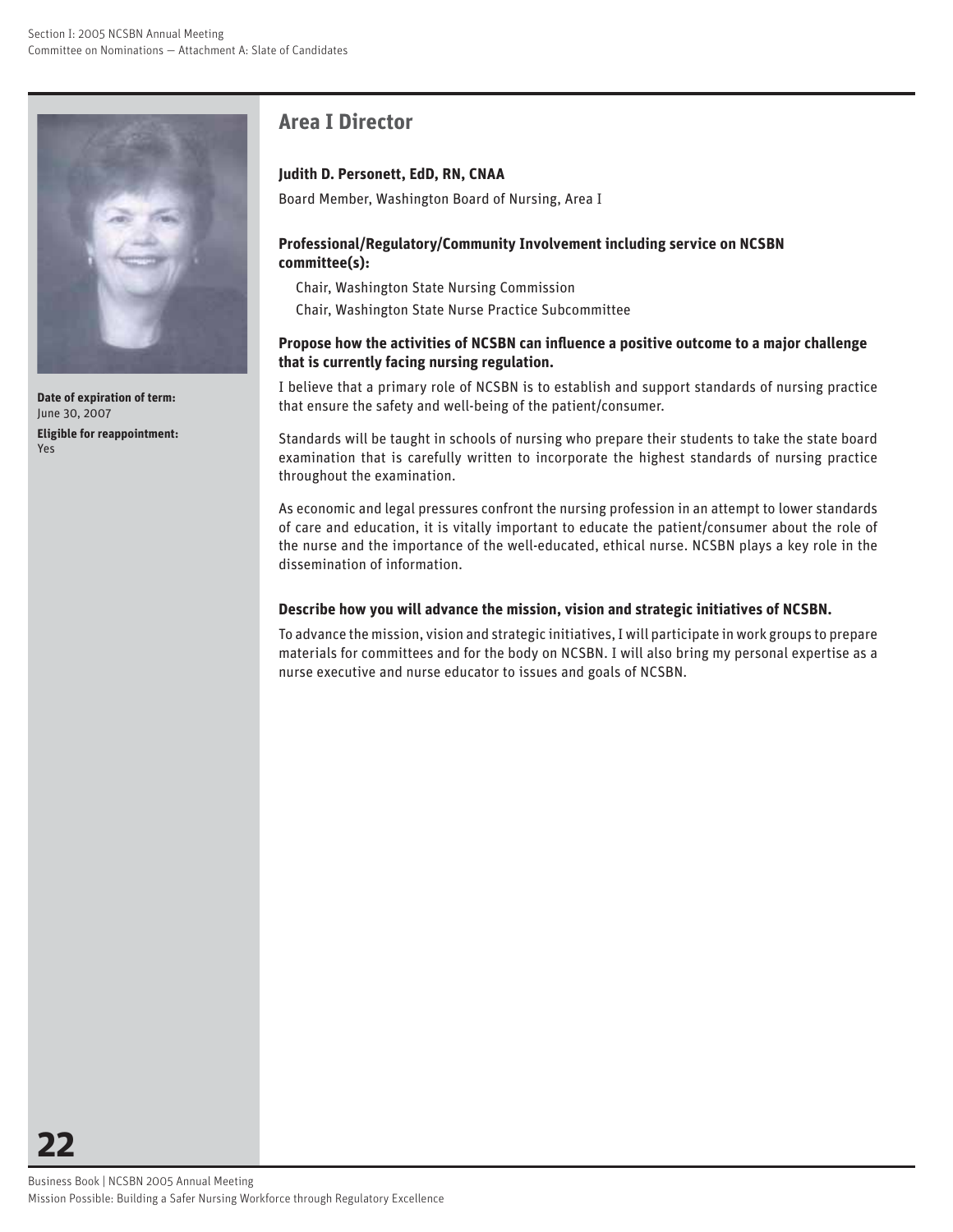## Area I Director

**Judith D. Personett, EdD, RN, CNAA**

Board Member, Washington Board of Nursing, Area I

**Date of expiration of term:**
June 30, 2007

**Eligible for reappointment:**
Yes

**Professional/Regulatory/Community Involvement including service on NCSBN committee(s):**

Chair, Washington State Nursing Commission

Chair, Washington State Nurse Practice Subcommittee

**Propose how the activities of NCSBN can influence a positive outcome to a major challenge that is currently facing nursing regulation.**

I believe that a primary role of NCSBN is to establish and support standards of nursing practice that ensure the safety and well-being of the patient/consumer.

Standards will be taught in schools of nursing who prepare their students to take the state board examination that is carefully written to incorporate the highest standards of nursing practice throughout the examination.

As economic and legal pressures confront the nursing profession in an attempt to lower standards of care and education, it is vitally important to educate the patient/consumer about the role of the nurse and the importance of the well-educated, ethical nurse. NCSBN plays a key role in the dissemination of information.

**Describe how you will advance the mission, vision and strategic initiatives of NCSBN.**

To advance the mission, vision and strategic initiatives, I will participate in work groups to prepare materials for committees and for the body on NCSBN. I will also bring my personal expertise as a nurse executive and nurse educator to issues and goals of NCSBN.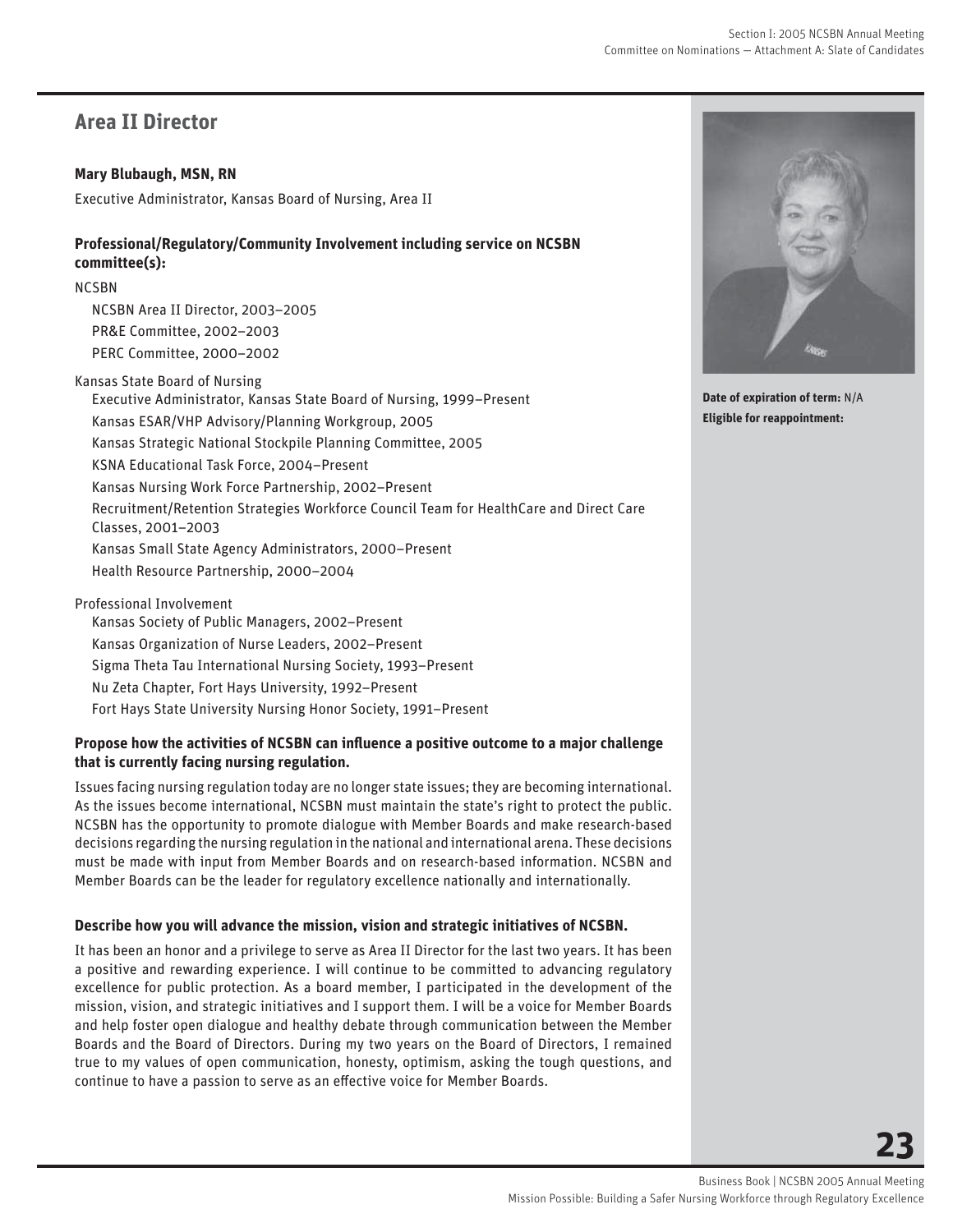## Area II Director

**Mary Blubaugh, MSN, RN**

Executive Administrator, Kansas Board of Nursing, Area II

**Date of expiration of term:** N/A

**Eligible for reappointment:**

### Professional/Regulatory/Community Involvement including service on NCSBN committee(s):

NCSBN

- NCSBN Area II Director, 2003–2005
- PR&E Committee, 2002–2003
- PERC Committee, 2000–2002

Kansas State Board of Nursing

- Executive Administrator, Kansas State Board of Nursing, 1999–Present
- Kansas ESAR/VHP Advisory/Planning Workgroup, 2005
- Kansas Strategic National Stockpile Planning Committee, 2005
- KSNA Educational Task Force, 2004–Present
- Kansas Nursing Work Force Partnership, 2002–Present
- Recruitment/Retention Strategies Workforce Council Team for HealthCare and Direct Care Classes, 2001–2003
- Kansas Small State Agency Administrators, 2000–Present
- Health Resource Partnership, 2000–2004

Professional Involvement

- Kansas Society of Public Managers, 2002–Present
- Kansas Organization of Nurse Leaders, 2002–Present
- Sigma Theta Tau International Nursing Society, 1993–Present
- Nu Zeta Chapter, Fort Hays University, 1992–Present
- Fort Hays State University Nursing Honor Society, 1991–Present

### Propose how the activities of NCSBN can influence a positive outcome to a major challenge that is currently facing nursing regulation.

Issues facing nursing regulation today are no longer state issues; they are becoming international. As the issues become international, NCSBN must maintain the state's right to protect the public. NCSBN has the opportunity to promote dialogue with Member Boards and make research-based decisions regarding the nursing regulation in the national and international arena. These decisions must be made with input from Member Boards and on research-based information. NCSBN and Member Boards can be the leader for regulatory excellence nationally and internationally.

### Describe how you will advance the mission, vision and strategic initiatives of NCSBN.

It has been an honor and a privilege to serve as Area II Director for the last two years. It has been a positive and rewarding experience. I will continue to be committed to advancing regulatory excellence for public protection. As a board member, I participated in the development of the mission, vision, and strategic initiatives and I support them. I will be a voice for Member Boards and help foster open dialogue and healthy debate through communication between the Member Boards and the Board of Directors. During my two years on the Board of Directors, I remained true to my values of open communication, honesty, optimism, asking the tough questions, and continue to have a passion to serve as an effective voice for Member Boards.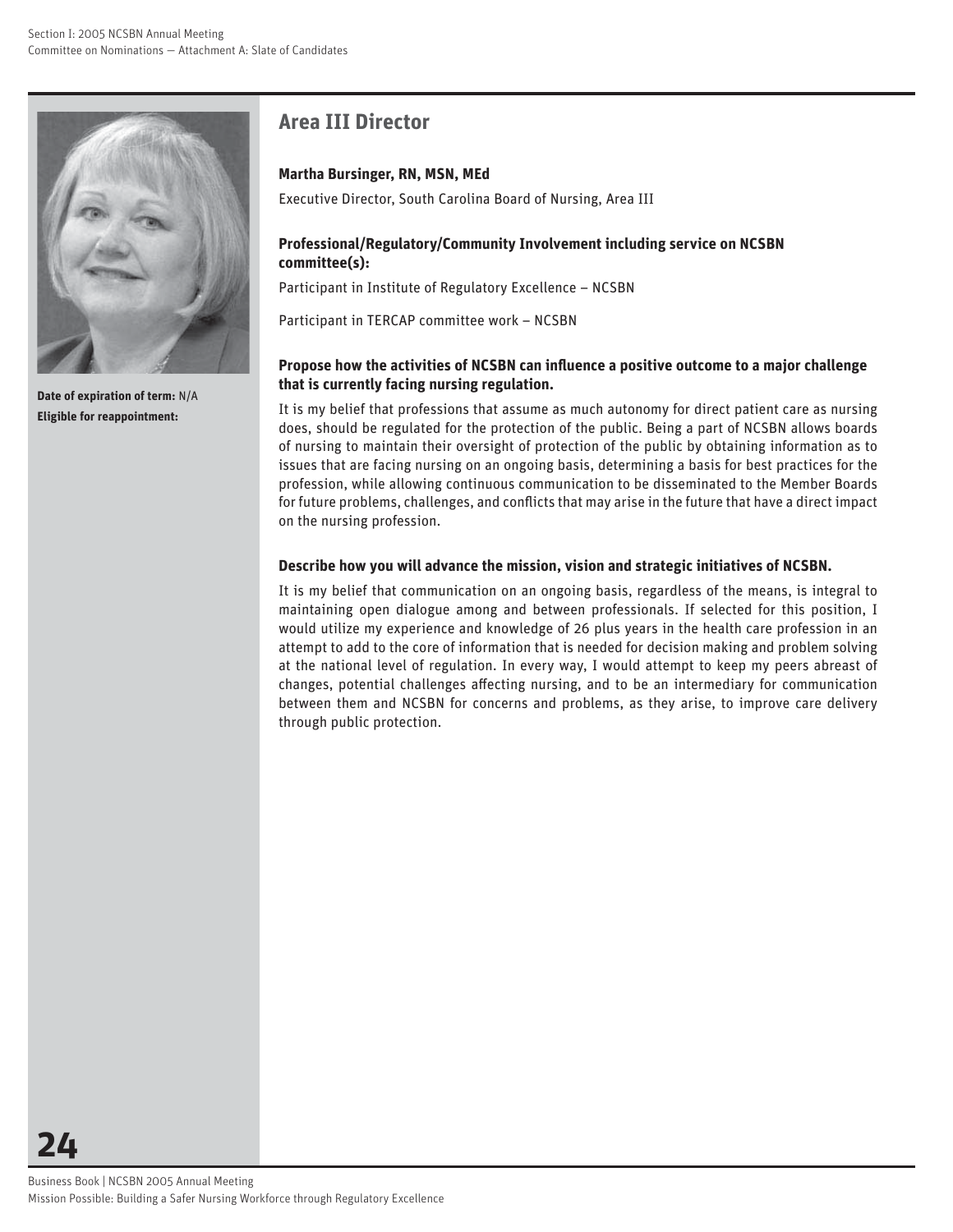**Date of expiration of term:** N/A
**Eligible for reappointment:**

## Area III Director

**Martha Bursinger, RN, MSN, MEd**

Executive Director, South Carolina Board of Nursing, Area III

**Professional/Regulatory/Community Involvement including service on NCSBN committee(s):**

Participant in Institute of Regulatory Excellence – NCSBN

Participant in TERCAP committee work – NCSBN

**Propose how the activities of NCSBN can influence a positive outcome to a major challenge that is currently facing nursing regulation.**

It is my belief that professions that assume as much autonomy for direct patient care as nursing does, should be regulated for the protection of the public. Being a part of NCSBN allows boards of nursing to maintain their oversight of protection of the public by obtaining information as to issues that are facing nursing on an ongoing basis, determining a basis for best practices for the profession, while allowing continuous communication to be disseminated to the Member Boards for future problems, challenges, and conflicts that may arise in the future that have a direct impact on the nursing profession.

**Describe how you will advance the mission, vision and strategic initiatives of NCSBN.**

It is my belief that communication on an ongoing basis, regardless of the means, is integral to maintaining open dialogue among and between professionals. If selected for this position, I would utilize my experience and knowledge of 26 plus years in the health care profession in an attempt to add to the core of information that is needed for decision making and problem solving at the national level of regulation. In every way, I would attempt to keep my peers abreast of changes, potential challenges affecting nursing, and to be an intermediary for communication between them and NCSBN for concerns and problems, as they arise, to improve care delivery through public protection.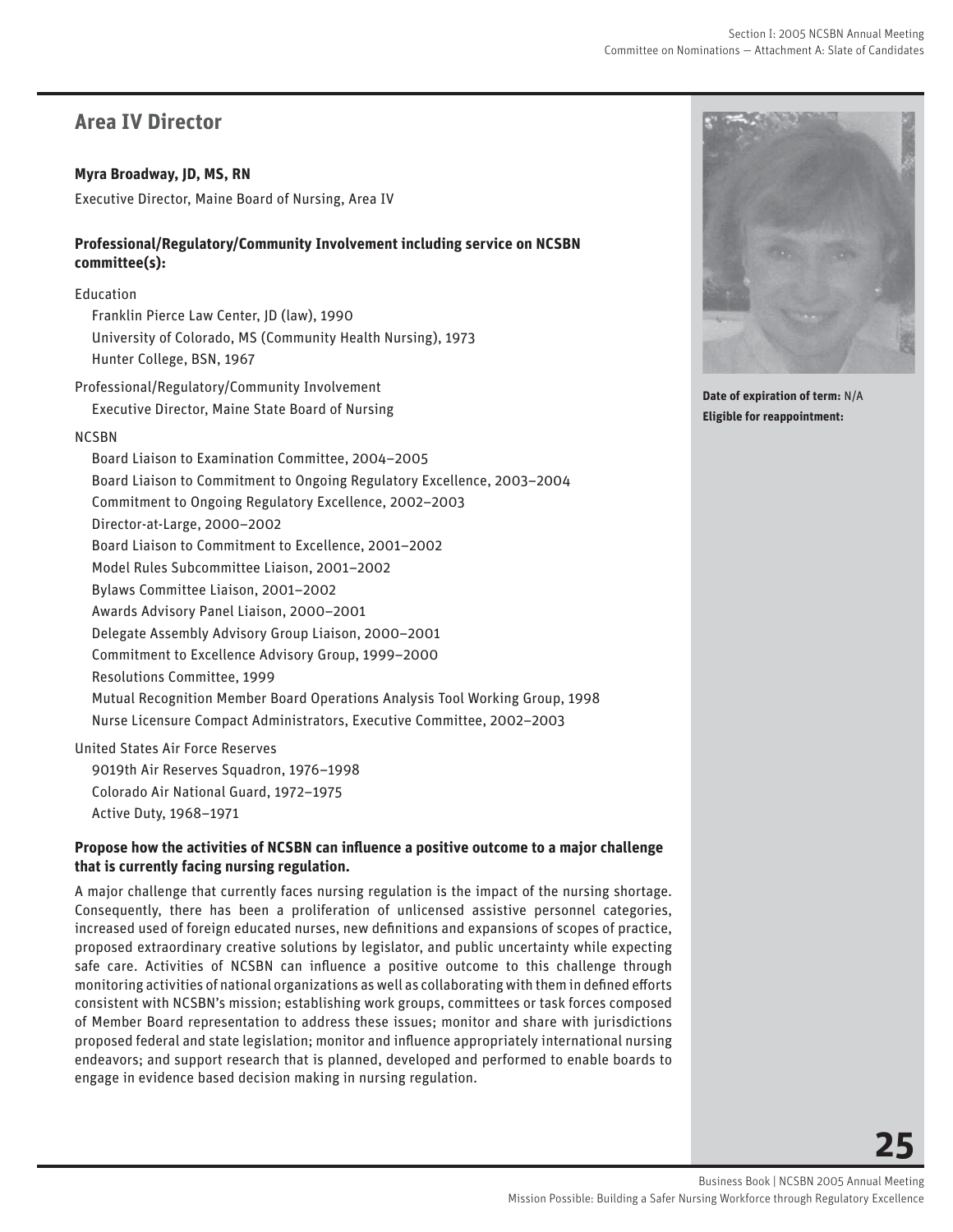## Area IV Director

**Myra Broadway, JD, MS, RN**

Executive Director, Maine Board of Nursing, Area IV

### Professional/Regulatory/Community Involvement including service on NCSBN committee(s):

Education

- Franklin Pierce Law Center, JD (law), 1990
- University of Colorado, MS (Community Health Nursing), 1973
- Hunter College, BSN, 1967

Professional/Regulatory/Community Involvement

- Executive Director, Maine State Board of Nursing

NCSBN

- Board Liaison to Examination Committee, 2004–2005
- Board Liaison to Commitment to Ongoing Regulatory Excellence, 2003–2004
- Commitment to Ongoing Regulatory Excellence, 2002–2003
- Director-at-Large, 2000–2002
- Board Liaison to Commitment to Excellence, 2001–2002
- Model Rules Subcommittee Liaison, 2001–2002
- Bylaws Committee Liaison, 2001–2002
- Awards Advisory Panel Liaison, 2000–2001
- Delegate Assembly Advisory Group Liaison, 2000–2001
- Commitment to Excellence Advisory Group, 1999–2000
- Resolutions Committee, 1999
- Mutual Recognition Member Board Operations Analysis Tool Working Group, 1998
- Nurse Licensure Compact Administrators, Executive Committee, 2002–2003

United States Air Force Reserves

- 9019th Air Reserves Squadron, 1976–1998
- Colorado Air National Guard, 1972–1975
- Active Duty, 1968–1971

**Date of expiration of term:** N/A

**Eligible for reappointment:**

### Propose how the activities of NCSBN can influence a positive outcome to a major challenge that is currently facing nursing regulation.

A major challenge that currently faces nursing regulation is the impact of the nursing shortage. Consequently, there has been a proliferation of unlicensed assistive personnel categories, increased used of foreign educated nurses, new definitions and expansions of scopes of practice, proposed extraordinary creative solutions by legislator, and public uncertainty while expecting safe care. Activities of NCSBN can influence a positive outcome to this challenge through monitoring activities of national organizations as well as collaborating with them in defined efforts consistent with NCSBN's mission; establishing work groups, committees or task forces composed of Member Board representation to address these issues; monitor and share with jurisdictions proposed federal and state legislation; monitor and influence appropriately international nursing endeavors; and support research that is planned, developed and performed to enable boards to engage in evidence based decision making in nursing regulation.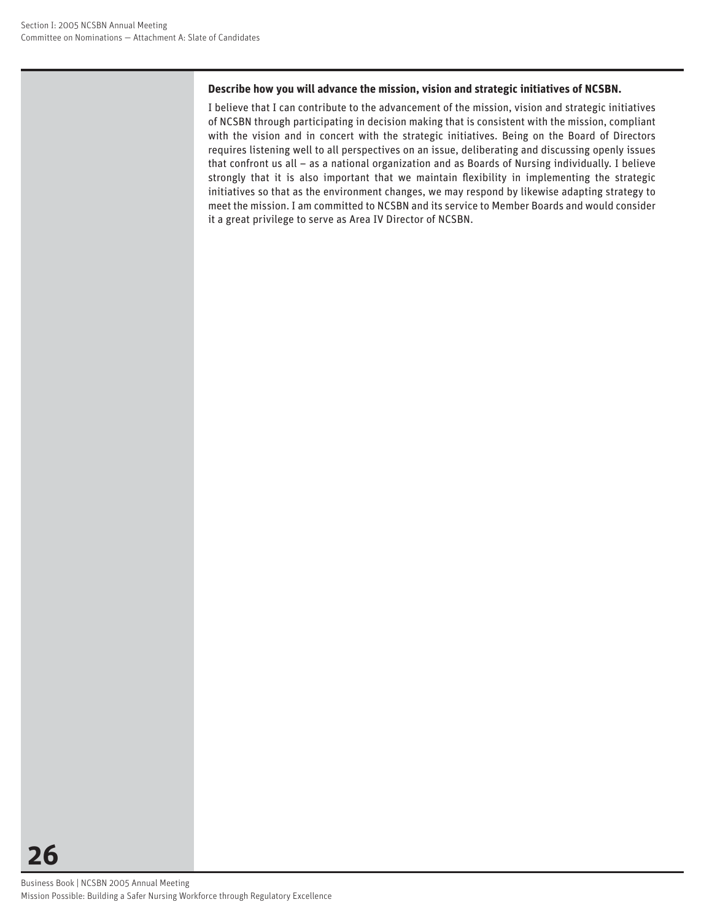**Describe how you will advance the mission, vision and strategic initiatives of NCSBN.**

I believe that I can contribute to the advancement of the mission, vision and strategic initiatives of NCSBN through participating in decision making that is consistent with the mission, compliant with the vision and in concert with the strategic initiatives. Being on the Board of Directors requires listening well to all perspectives on an issue, deliberating and discussing openly issues that confront us all – as a national organization and as Boards of Nursing individually. I believe strongly that it is also important that we maintain flexibility in implementing the strategic initiatives so that as the environment changes, we may respond by likewise adapting strategy to meet the mission. I am committed to NCSBN and its service to Member Boards and would consider it a great privilege to serve as Area IV Director of NCSBN.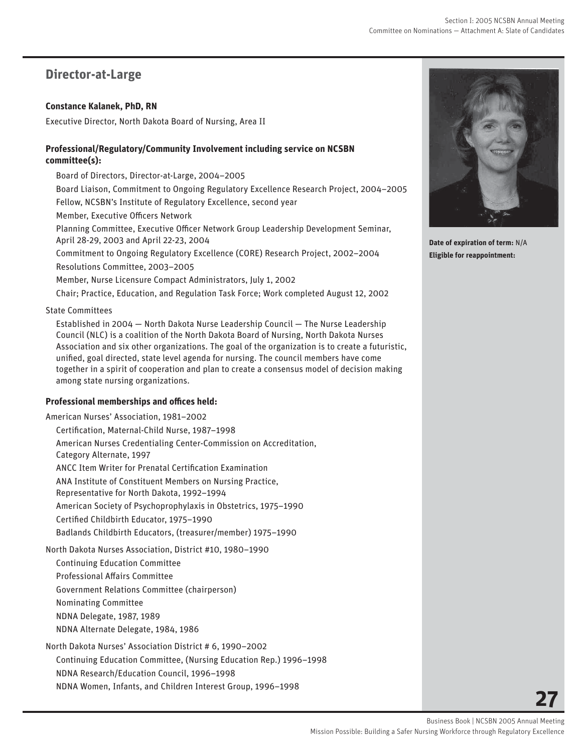## Director-at-Large

**Constance Kalanek, PhD, RN**

Executive Director, North Dakota Board of Nursing, Area II

**Date of expiration of term:** N/A
**Eligible for reappointment:**

### Professional/Regulatory/Community Involvement including service on NCSBN committee(s):

Board of Directors, Director-at-Large, 2004–2005

Board Liaison, Commitment to Ongoing Regulatory Excellence Research Project, 2004–2005

Fellow, NCSBN's Institute of Regulatory Excellence, second year

Member, Executive Officers Network

Planning Committee, Executive Officer Network Group Leadership Development Seminar, April 28-29, 2003 and April 22-23, 2004

Commitment to Ongoing Regulatory Excellence (CORE) Research Project, 2002–2004

Resolutions Committee, 2003–2005

Member, Nurse Licensure Compact Administrators, July 1, 2002

Chair; Practice, Education, and Regulation Task Force; Work completed August 12, 2002

State Committees

Established in 2004 — North Dakota Nurse Leadership Council — The Nurse Leadership Council (NLC) is a coalition of the North Dakota Board of Nursing, North Dakota Nurses Association and six other organizations. The goal of the organization is to create a futuristic, unified, goal directed, state level agenda for nursing. The council members have come together in a spirit of cooperation and plan to create a consensus model of decision making among state nursing organizations.

### Professional memberships and offices held:

American Nurses' Association, 1981–2002

Certification, Maternal-Child Nurse, 1987–1998

American Nurses Credentialing Center-Commission on Accreditation, Category Alternate, 1997

ANCC Item Writer for Prenatal Certification Examination

ANA Institute of Constituent Members on Nursing Practice, Representative for North Dakota, 1992–1994

American Society of Psychoprophylaxis in Obstetrics, 1975–1990

Certified Childbirth Educator, 1975–1990

Badlands Childbirth Educators, (treasurer/member) 1975–1990

North Dakota Nurses Association, District #10, 1980–1990

Continuing Education Committee

Professional Affairs Committee

Government Relations Committee (chairperson)

Nominating Committee

NDNA Delegate, 1987, 1989

NDNA Alternate Delegate, 1984, 1986

North Dakota Nurses' Association District # 6, 1990–2002

Continuing Education Committee, (Nursing Education Rep.) 1996–1998

NDNA Research/Education Council, 1996–1998

NDNA Women, Infants, and Children Interest Group, 1996–1998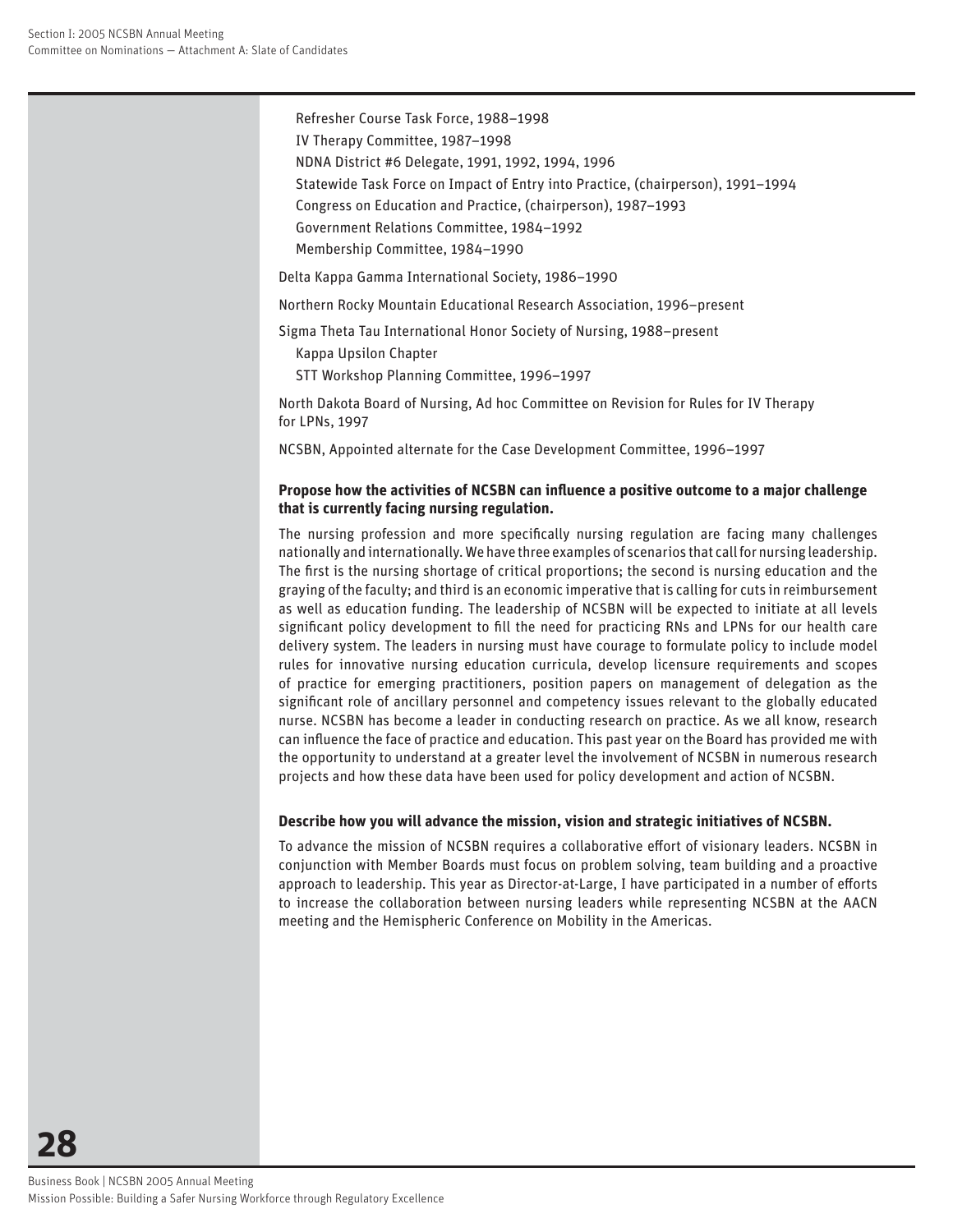- Refresher Course Task Force, 1988–1998
- IV Therapy Committee, 1987–1998
- NDNA District #6 Delegate, 1991, 1992, 1994, 1996
- Statewide Task Force on Impact of Entry into Practice, (chairperson), 1991–1994
- Congress on Education and Practice, (chairperson), 1987–1993
- Government Relations Committee, 1984–1992
- Membership Committee, 1984–1990

Delta Kappa Gamma International Society, 1986–1990

Northern Rocky Mountain Educational Research Association, 1996–present

Sigma Theta Tau International Honor Society of Nursing, 1988–present

- Kappa Upsilon Chapter
- STT Workshop Planning Committee, 1996–1997

North Dakota Board of Nursing, Ad hoc Committee on Revision for Rules for IV Therapy for LPNs, 1997

NCSBN, Appointed alternate for the Case Development Committee, 1996–1997

**Propose how the activities of NCSBN can influence a positive outcome to a major challenge that is currently facing nursing regulation.**

The nursing profession and more specifically nursing regulation are facing many challenges nationally and internationally. We have three examples of scenarios that call for nursing leadership. The first is the nursing shortage of critical proportions; the second is nursing education and the graying of the faculty; and third is an economic imperative that is calling for cuts in reimbursement as well as education funding. The leadership of NCSBN will be expected to initiate at all levels significant policy development to fill the need for practicing RNs and LPNs for our health care delivery system. The leaders in nursing must have courage to formulate policy to include model rules for innovative nursing education curricula, develop licensure requirements and scopes of practice for emerging practitioners, position papers on management of delegation as the significant role of ancillary personnel and competency issues relevant to the globally educated nurse. NCSBN has become a leader in conducting research on practice. As we all know, research can influence the face of practice and education. This past year on the Board has provided me with the opportunity to understand at a greater level the involvement of NCSBN in numerous research projects and how these data have been used for policy development and action of NCSBN.

**Describe how you will advance the mission, vision and strategic initiatives of NCSBN.**

To advance the mission of NCSBN requires a collaborative effort of visionary leaders. NCSBN in conjunction with Member Boards must focus on problem solving, team building and a proactive approach to leadership. This year as Director-at-Large, I have participated in a number of efforts to increase the collaboration between nursing leaders while representing NCSBN at the AACN meeting and the Hemispheric Conference on Mobility in the Americas.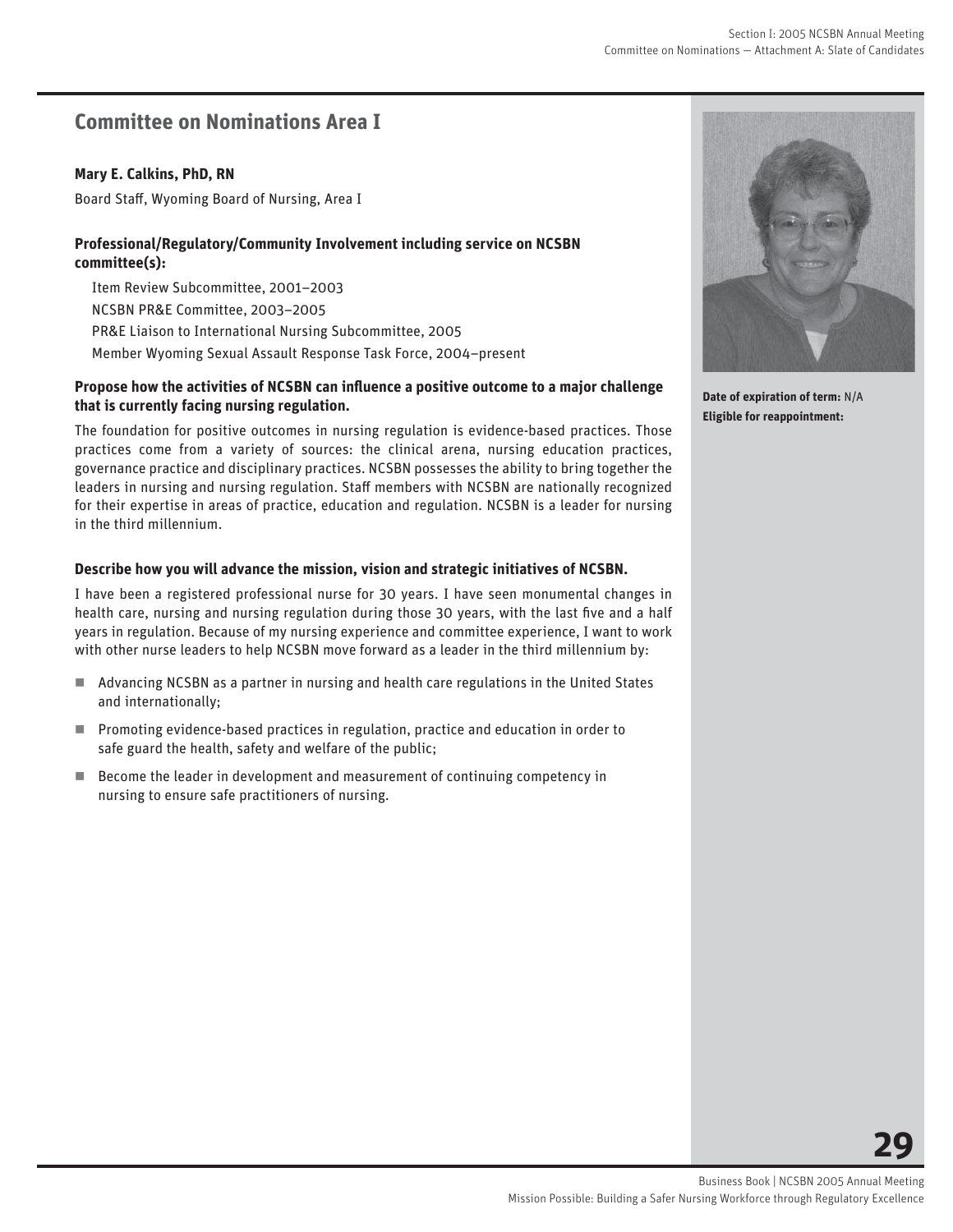## Committee on Nominations Area I

**Mary E. Calkins, PhD, RN**

Board Staff, Wyoming Board of Nursing, Area I

**Professional/Regulatory/Community Involvement including service on NCSBN committee(s):**

Item Review Subcommittee, 2001–2003

NCSBN PR&E Committee, 2003–2005

PR&E Liaison to International Nursing Subcommittee, 2005

Member Wyoming Sexual Assault Response Task Force, 2004–present

**Propose how the activities of NCSBN can influence a positive outcome to a major challenge that is currently facing nursing regulation.**

The foundation for positive outcomes in nursing regulation is evidence-based practices. Those practices come from a variety of sources: the clinical arena, nursing education practices, governance practice and disciplinary practices. NCSBN possesses the ability to bring together the leaders in nursing and nursing regulation. Staff members with NCSBN are nationally recognized for their expertise in areas of practice, education and regulation. NCSBN is a leader for nursing in the third millennium.

**Describe how you will advance the mission, vision and strategic initiatives of NCSBN.**

I have been a registered professional nurse for 30 years. I have seen monumental changes in health care, nursing and nursing regulation during those 30 years, with the last five and a half years in regulation. Because of my nursing experience and committee experience, I want to work with other nurse leaders to help NCSBN move forward as a leader in the third millennium by:

- Advancing NCSBN as a partner in nursing and health care regulations in the United States and internationally;
- Promoting evidence-based practices in regulation, practice and education in order to safe guard the health, safety and welfare of the public;
- Become the leader in development and measurement of continuing competency in nursing to ensure safe practitioners of nursing.

**Date of expiration of term:** N/A

**Eligible for reappointment:**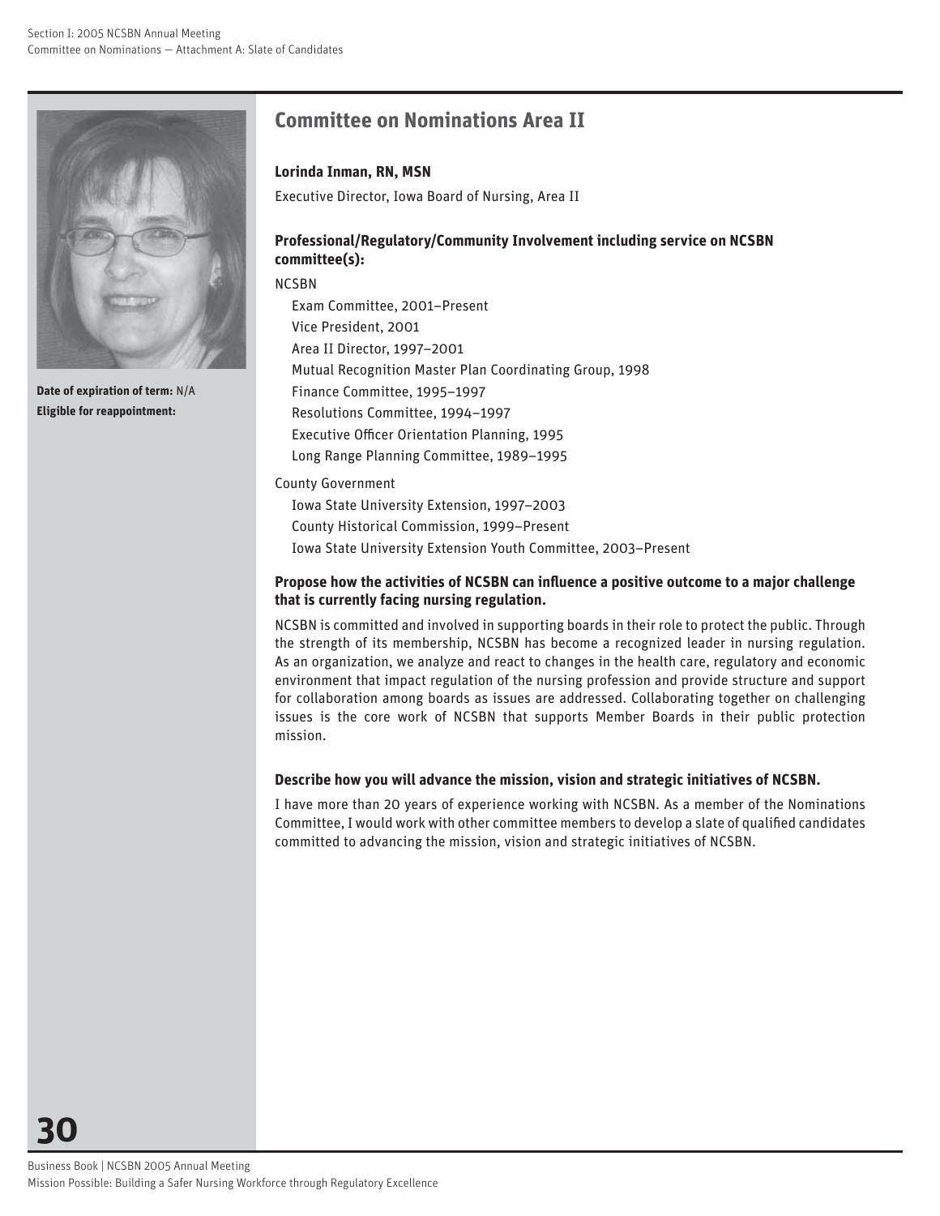## Committee on Nominations Area II

**Lorinda Inman, RN, MSN**

Executive Director, Iowa Board of Nursing, Area II

**Date of expiration of term:** N/A

**Eligible for reappointment:**

### Professional/Regulatory/Community Involvement including service on NCSBN committee(s):

NCSBN

- Exam Committee, 2001–Present
- Vice President, 2001
- Area II Director, 1997–2001
- Mutual Recognition Master Plan Coordinating Group, 1998
- Finance Committee, 1995–1997
- Resolutions Committee, 1994–1997
- Executive Officer Orientation Planning, 1995
- Long Range Planning Committee, 1989–1995

County Government

- Iowa State University Extension, 1997–2003
- County Historical Commission, 1999–Present
- Iowa State University Extension Youth Committee, 2003–Present

### Propose how the activities of NCSBN can influence a positive outcome to a major challenge that is currently facing nursing regulation.

NCSBN is committed and involved in supporting boards in their role to protect the public. Through the strength of its membership, NCSBN has become a recognized leader in nursing regulation. As an organization, we analyze and react to changes in the health care, regulatory and economic environment that impact regulation of the nursing profession and provide structure and support for collaboration among boards as issues are addressed. Collaborating together on challenging issues is the core work of NCSBN that supports Member Boards in their public protection mission.

### Describe how you will advance the mission, vision and strategic initiatives of NCSBN.

I have more than 20 years of experience working with NCSBN. As a member of the Nominations Committee, I would work with other committee members to develop a slate of qualified candidates committed to advancing the mission, vision and strategic initiatives of NCSBN.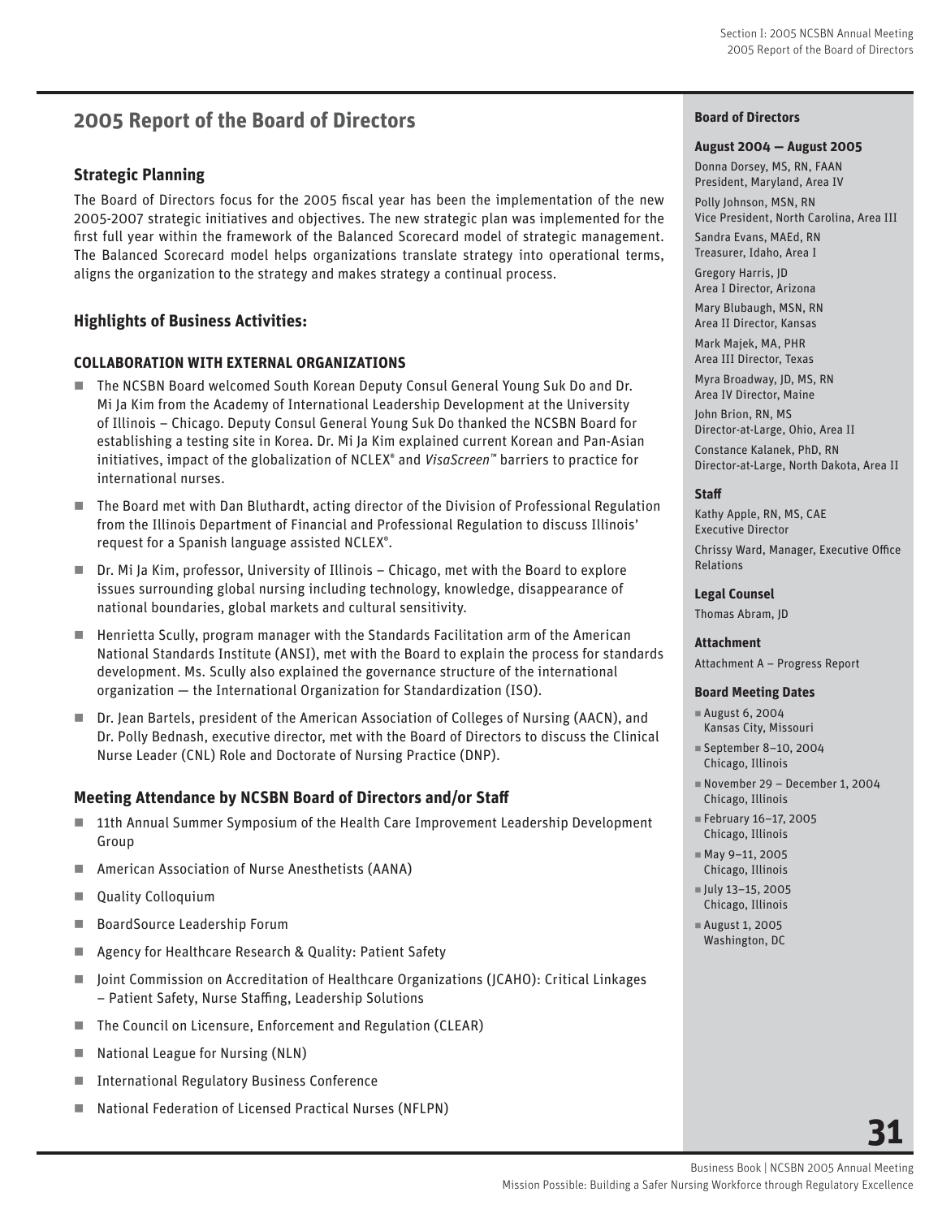## 2005 Report of the Board of Directors

### Strategic Planning

The Board of Directors focus for the 2005 fiscal year has been the implementation of the new 2005-2007 strategic initiatives and objectives. The new strategic plan was implemented for the first full year within the framework of the Balanced Scorecard model of strategic management. The Balanced Scorecard model helps organizations translate strategy into operational terms, aligns the organization to the strategy and makes strategy a continual process.

### Highlights of Business Activities:

#### COLLABORATION WITH EXTERNAL ORGANIZATIONS

- The NCSBN Board welcomed South Korean Deputy Consul General Young Suk Do and Dr. Mi Ja Kim from the Academy of International Leadership Development at the University of Illinois – Chicago. Deputy Consul General Young Suk Do thanked the NCSBN Board for establishing a testing site in Korea. Dr. Mi Ja Kim explained current Korean and Pan-Asian initiatives, impact of the globalization of NCLEX® and *VisaScreen*™ barriers to practice for international nurses.
- The Board met with Dan Bluthardt, acting director of the Division of Professional Regulation from the Illinois Department of Financial and Professional Regulation to discuss Illinois' request for a Spanish language assisted NCLEX®.
- Dr. Mi Ja Kim, professor, University of Illinois – Chicago, met with the Board to explore issues surrounding global nursing including technology, knowledge, disappearance of national boundaries, global markets and cultural sensitivity.
- Henrietta Scully, program manager with the Standards Facilitation arm of the American National Standards Institute (ANSI), met with the Board to explain the process for standards development. Ms. Scully also explained the governance structure of the international organization — the International Organization for Standardization (ISO).
- Dr. Jean Bartels, president of the American Association of Colleges of Nursing (AACN), and Dr. Polly Bednash, executive director, met with the Board of Directors to discuss the Clinical Nurse Leader (CNL) Role and Doctorate of Nursing Practice (DNP).

### Meeting Attendance by NCSBN Board of Directors and/or Staff

- 11th Annual Summer Symposium of the Health Care Improvement Leadership Development Group
- American Association of Nurse Anesthetists (AANA)
- Quality Colloquium
- BoardSource Leadership Forum
- Agency for Healthcare Research & Quality: Patient Safety
- Joint Commission on Accreditation of Healthcare Organizations (JCAHO): Critical Linkages – Patient Safety, Nurse Staffing, Leadership Solutions
- The Council on Licensure, Enforcement and Regulation (CLEAR)
- National League for Nursing (NLN)
- International Regulatory Business Conference
- National Federation of Licensed Practical Nurses (NFLPN)

**Board of Directors**

**August 2004 — August 2005**

Donna Dorsey, MS, RN, FAAN
President, Maryland, Area IV

Polly Johnson, MSN, RN
Vice President, North Carolina, Area III

Sandra Evans, MAEd, RN
Treasurer, Idaho, Area I

Gregory Harris, JD
Area I Director, Arizona

Mary Blubaugh, MSN, RN
Area II Director, Kansas

Mark Majek, MA, PHR
Area III Director, Texas

Myra Broadway, JD, MS, RN
Area IV Director, Maine

John Brion, RN, MS
Director-at-Large, Ohio, Area II

Constance Kalanek, PhD, RN
Director-at-Large, North Dakota, Area II

**Staff**

Kathy Apple, RN, MS, CAE
Executive Director

Chrissy Ward, Manager, Executive Office Relations

**Legal Counsel**

Thomas Abram, JD

**Attachment**

Attachment A – Progress Report

**Board Meeting Dates**

- August 6, 2004
  Kansas City, Missouri
- September 8–10, 2004
  Chicago, Illinois
- November 29 – December 1, 2004
  Chicago, Illinois
- February 16–17, 2005
  Chicago, Illinois
- May 9–11, 2005
  Chicago, Illinois
- July 13–15, 2005
  Chicago, Illinois
- August 1, 2005
  Washington, DC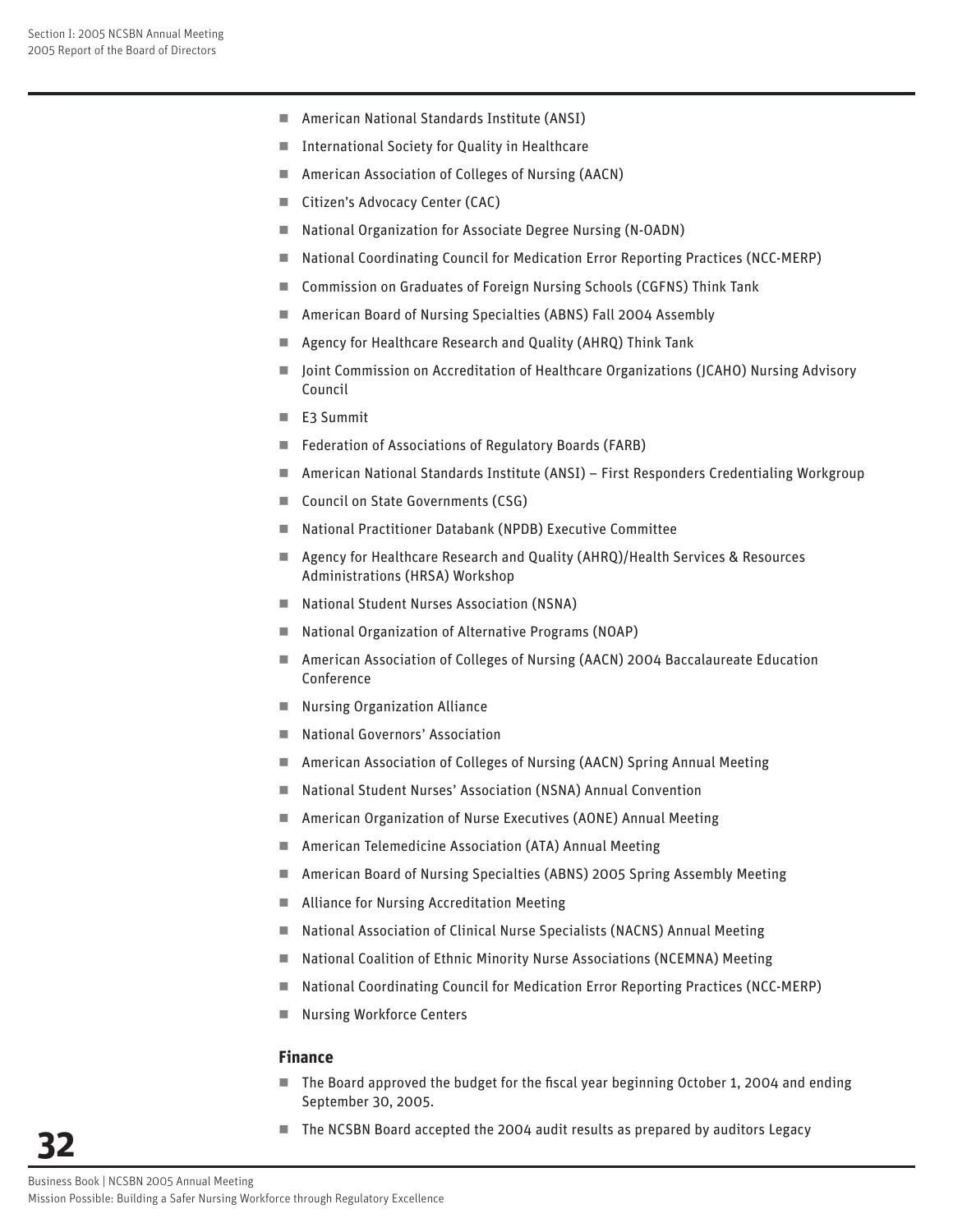- American National Standards Institute (ANSI)
- International Society for Quality in Healthcare
- American Association of Colleges of Nursing (AACN)
- Citizen's Advocacy Center (CAC)
- National Organization for Associate Degree Nursing (N-OADN)
- National Coordinating Council for Medication Error Reporting Practices (NCC-MERP)
- Commission on Graduates of Foreign Nursing Schools (CGFNS) Think Tank
- American Board of Nursing Specialties (ABNS) Fall 2004 Assembly
- Agency for Healthcare Research and Quality (AHRQ) Think Tank
- Joint Commission on Accreditation of Healthcare Organizations (JCAHO) Nursing Advisory Council
- E3 Summit
- Federation of Associations of Regulatory Boards (FARB)
- American National Standards Institute (ANSI) – First Responders Credentialing Workgroup
- Council on State Governments (CSG)
- National Practitioner Databank (NPDB) Executive Committee
- Agency for Healthcare Research and Quality (AHRQ)/Health Services & Resources Administrations (HRSA) Workshop
- National Student Nurses Association (NSNA)
- National Organization of Alternative Programs (NOAP)
- American Association of Colleges of Nursing (AACN) 2004 Baccalaureate Education Conference
- Nursing Organization Alliance
- National Governors' Association
- American Association of Colleges of Nursing (AACN) Spring Annual Meeting
- National Student Nurses' Association (NSNA) Annual Convention
- American Organization of Nurse Executives (AONE) Annual Meeting
- American Telemedicine Association (ATA) Annual Meeting
- American Board of Nursing Specialties (ABNS) 2005 Spring Assembly Meeting
- Alliance for Nursing Accreditation Meeting
- National Association of Clinical Nurse Specialists (NACNS) Annual Meeting
- National Coalition of Ethnic Minority Nurse Associations (NCEMNA) Meeting
- National Coordinating Council for Medication Error Reporting Practices (NCC-MERP)
- Nursing Workforce Centers

### Finance

- The Board approved the budget for the fiscal year beginning October 1, 2004 and ending September 30, 2005.
- The NCSBN Board accepted the 2004 audit results as prepared by auditors Legacy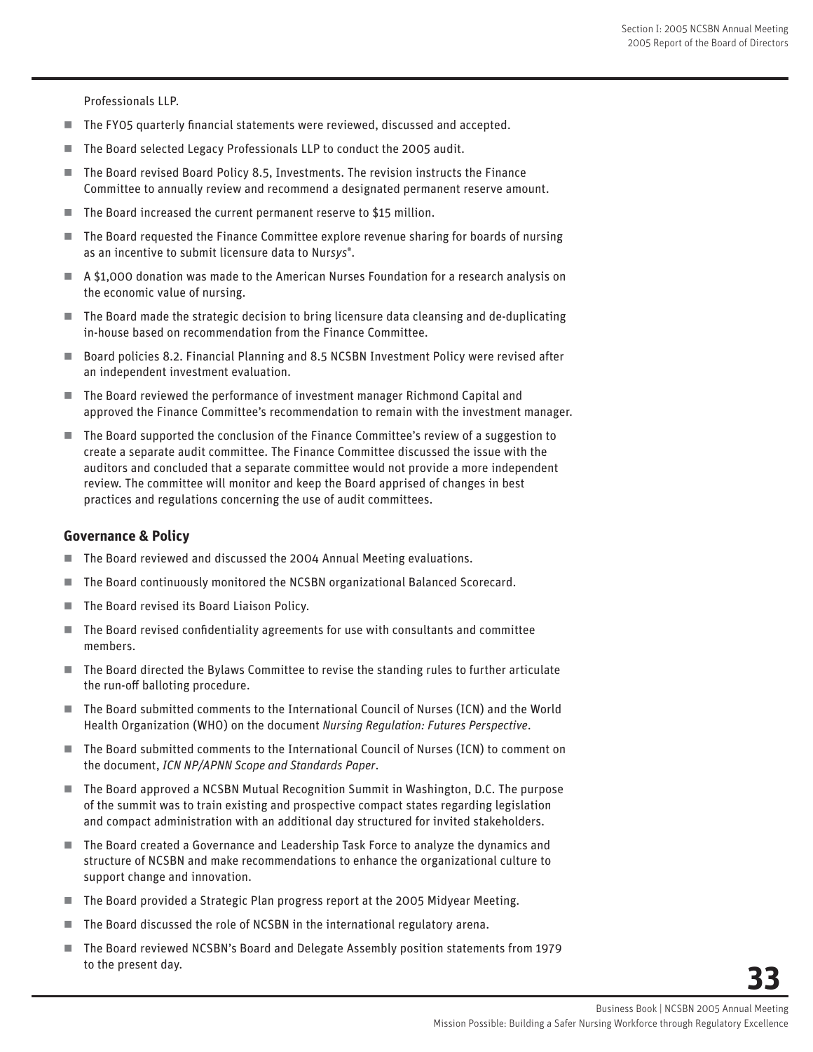Professionals LLP.

- The FY05 quarterly financial statements were reviewed, discussed and accepted.
- The Board selected Legacy Professionals LLP to conduct the 2005 audit.
- The Board revised Board Policy 8.5, Investments. The revision instructs the Finance Committee to annually review and recommend a designated permanent reserve amount.
- The Board increased the current permanent reserve to $15 million.
- The Board requested the Finance Committee explore revenue sharing for boards of nursing as an incentive to submit licensure data to Nur*sys*®.
- A $1,000 donation was made to the American Nurses Foundation for a research analysis on the economic value of nursing.
- The Board made the strategic decision to bring licensure data cleansing and de-duplicating in-house based on recommendation from the Finance Committee.
- Board policies 8.2. Financial Planning and 8.5 NCSBN Investment Policy were revised after an independent investment evaluation.
- The Board reviewed the performance of investment manager Richmond Capital and approved the Finance Committee's recommendation to remain with the investment manager.
- The Board supported the conclusion of the Finance Committee's review of a suggestion to create a separate audit committee. The Finance Committee discussed the issue with the auditors and concluded that a separate committee would not provide a more independent review. The committee will monitor and keep the Board apprised of changes in best practices and regulations concerning the use of audit committees.

### Governance & Policy

- The Board reviewed and discussed the 2004 Annual Meeting evaluations.
- The Board continuously monitored the NCSBN organizational Balanced Scorecard.
- The Board revised its Board Liaison Policy.
- The Board revised confidentiality agreements for use with consultants and committee members.
- The Board directed the Bylaws Committee to revise the standing rules to further articulate the run-off balloting procedure.
- The Board submitted comments to the International Council of Nurses (ICN) and the World Health Organization (WHO) on the document *Nursing Regulation: Futures Perspective*.
- The Board submitted comments to the International Council of Nurses (ICN) to comment on the document, *ICN NP/APNN Scope and Standards Paper*.
- The Board approved a NCSBN Mutual Recognition Summit in Washington, D.C. The purpose of the summit was to train existing and prospective compact states regarding legislation and compact administration with an additional day structured for invited stakeholders.
- The Board created a Governance and Leadership Task Force to analyze the dynamics and structure of NCSBN and make recommendations to enhance the organizational culture to support change and innovation.
- The Board provided a Strategic Plan progress report at the 2005 Midyear Meeting.
- The Board discussed the role of NCSBN in the international regulatory arena.
- The Board reviewed NCSBN's Board and Delegate Assembly position statements from 1979 to the present day.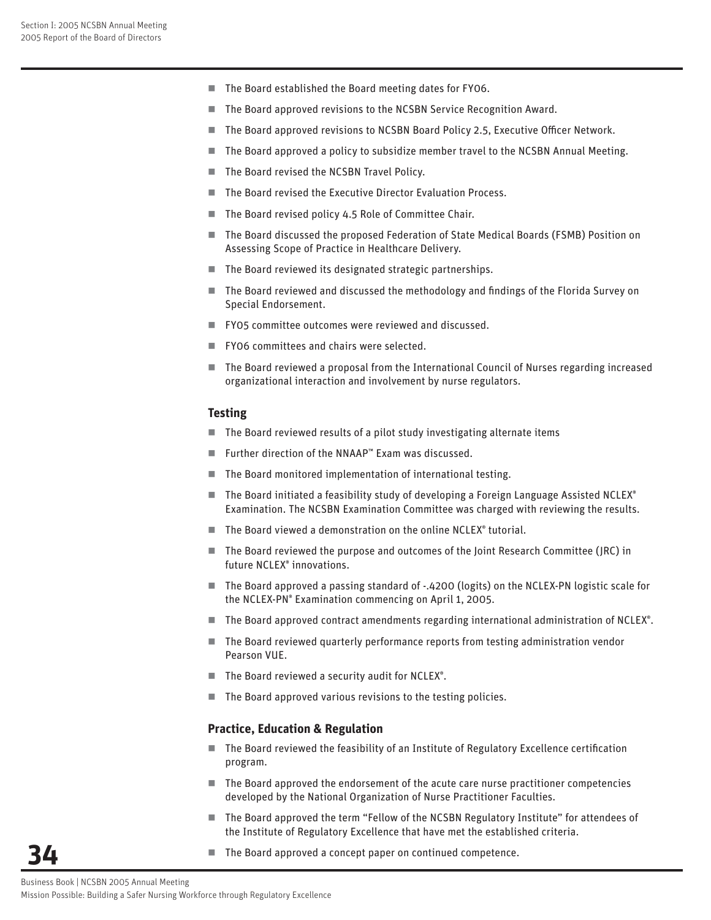- The Board established the Board meeting dates for FY06.
- The Board approved revisions to the NCSBN Service Recognition Award.
- The Board approved revisions to NCSBN Board Policy 2.5, Executive Officer Network.
- The Board approved a policy to subsidize member travel to the NCSBN Annual Meeting.
- The Board revised the NCSBN Travel Policy.
- The Board revised the Executive Director Evaluation Process.
- The Board revised policy 4.5 Role of Committee Chair.
- The Board discussed the proposed Federation of State Medical Boards (FSMB) Position on Assessing Scope of Practice in Healthcare Delivery.
- The Board reviewed its designated strategic partnerships.
- The Board reviewed and discussed the methodology and findings of the Florida Survey on Special Endorsement.
- FY05 committee outcomes were reviewed and discussed.
- FY06 committees and chairs were selected.
- The Board reviewed a proposal from the International Council of Nurses regarding increased organizational interaction and involvement by nurse regulators.

### Testing

- The Board reviewed results of a pilot study investigating alternate items
- Further direction of the NNAAP™ Exam was discussed.
- The Board monitored implementation of international testing.
- The Board initiated a feasibility study of developing a Foreign Language Assisted NCLEX® Examination. The NCSBN Examination Committee was charged with reviewing the results.
- The Board viewed a demonstration on the online NCLEX® tutorial.
- The Board reviewed the purpose and outcomes of the Joint Research Committee (JRC) in future NCLEX® innovations.
- The Board approved a passing standard of -.4200 (logits) on the NCLEX-PN logistic scale for the NCLEX-PN® Examination commencing on April 1, 2005.
- The Board approved contract amendments regarding international administration of NCLEX®.
- The Board reviewed quarterly performance reports from testing administration vendor Pearson VUE.
- The Board reviewed a security audit for NCLEX®.
- The Board approved various revisions to the testing policies.

### Practice, Education & Regulation

- The Board reviewed the feasibility of an Institute of Regulatory Excellence certification program.
- The Board approved the endorsement of the acute care nurse practitioner competencies developed by the National Organization of Nurse Practitioner Faculties.
- The Board approved the term "Fellow of the NCSBN Regulatory Institute" for attendees of the Institute of Regulatory Excellence that have met the established criteria.
- The Board approved a concept paper on continued competence.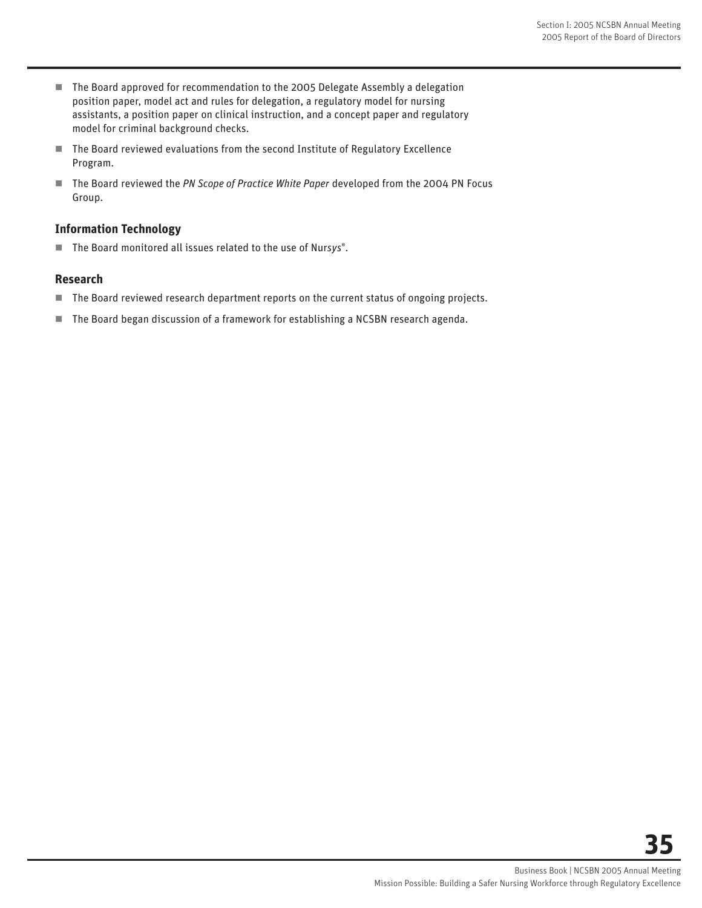- The Board approved for recommendation to the 2005 Delegate Assembly a delegation position paper, model act and rules for delegation, a regulatory model for nursing assistants, a position paper on clinical instruction, and a concept paper and regulatory model for criminal background checks.
- The Board reviewed evaluations from the second Institute of Regulatory Excellence Program.
- The Board reviewed the *PN Scope of Practice White Paper* developed from the 2004 PN Focus Group.

### Information Technology

- The Board monitored all issues related to the use of Nur*sys*®.

### Research

- The Board reviewed research department reports on the current status of ongoing projects.
- The Board began discussion of a framework for establishing a NCSBN research agenda.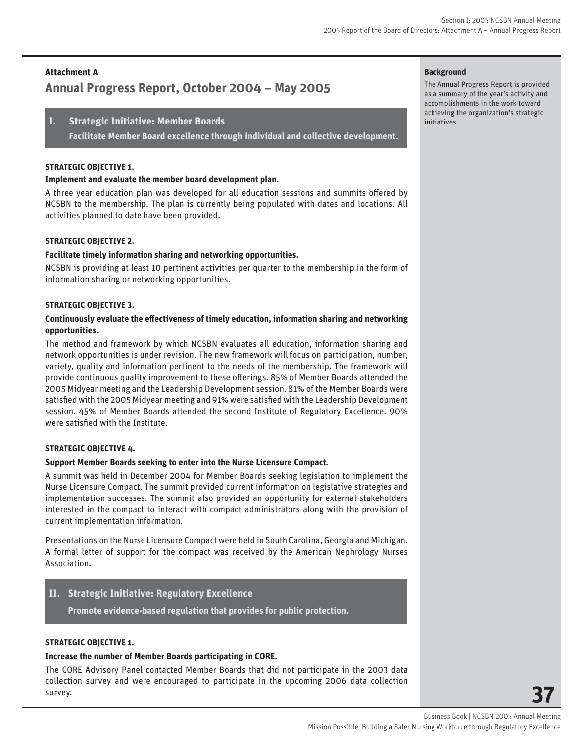## Attachment A

# Annual Progress Report, October 2004 – May 2005

**Background**

The Annual Progress Report is provided as a summary of the year's activity and accomplishments in the work toward achieving the organization's strategic initiatives.

## I. Strategic Initiative: Member Boards

**Facilitate Member Board excellence through individual and collective development.**

#### STRATEGIC OBJECTIVE 1.

**Implement and evaluate the member board development plan.**

A three year education plan was developed for all education sessions and summits offered by NCSBN to the membership. The plan is currently being populated with dates and locations. All activities planned to date have been provided.

#### STRATEGIC OBJECTIVE 2.

**Facilitate timely information sharing and networking opportunities.**

NCSBN is providing at least 10 pertinent activities per quarter to the membership in the form of information sharing or networking opportunities.

#### STRATEGIC OBJECTIVE 3.

**Continuously evaluate the effectiveness of timely education, information sharing and networking opportunities.**

The method and framework by which NCSBN evaluates all education, information sharing and network opportunities is under revision. The new framework will focus on participation, number, variety, quality and information pertinent to the needs of the membership. The framework will provide continuous quality improvement to these offerings. 85% of Member Boards attended the 2005 Midyear meeting and the Leadership Development session. 81% of the Member Boards were satisfied with the 2005 Midyear meeting and 91% were satisfied with the Leadership Development session. 45% of Member Boards attended the second Institute of Regulatory Excellence. 90% were satisfied with the Institute.

#### STRATEGIC OBJECTIVE 4.

**Support Member Boards seeking to enter into the Nurse Licensure Compact.**

A summit was held in December 2004 for Member Boards seeking legislation to implement the Nurse Licensure Compact. The summit provided current information on legislative strategies and implementation successes. The summit also provided an opportunity for external stakeholders interested in the compact to interact with compact administrators along with the provision of current implementation information.

Presentations on the Nurse Licensure Compact were held in South Carolina, Georgia and Michigan. A formal letter of support for the compact was received by the American Nephrology Nurses Association.

## II. Strategic Initiative: Regulatory Excellence

**Promote evidence-based regulation that provides for public protection.**

#### STRATEGIC OBJECTIVE 1.

**Increase the number of Member Boards participating in CORE.**

The CORE Advisory Panel contacted Member Boards that did not participate in the 2003 data collection survey and were encouraged to participate in the upcoming 2006 data collection survey.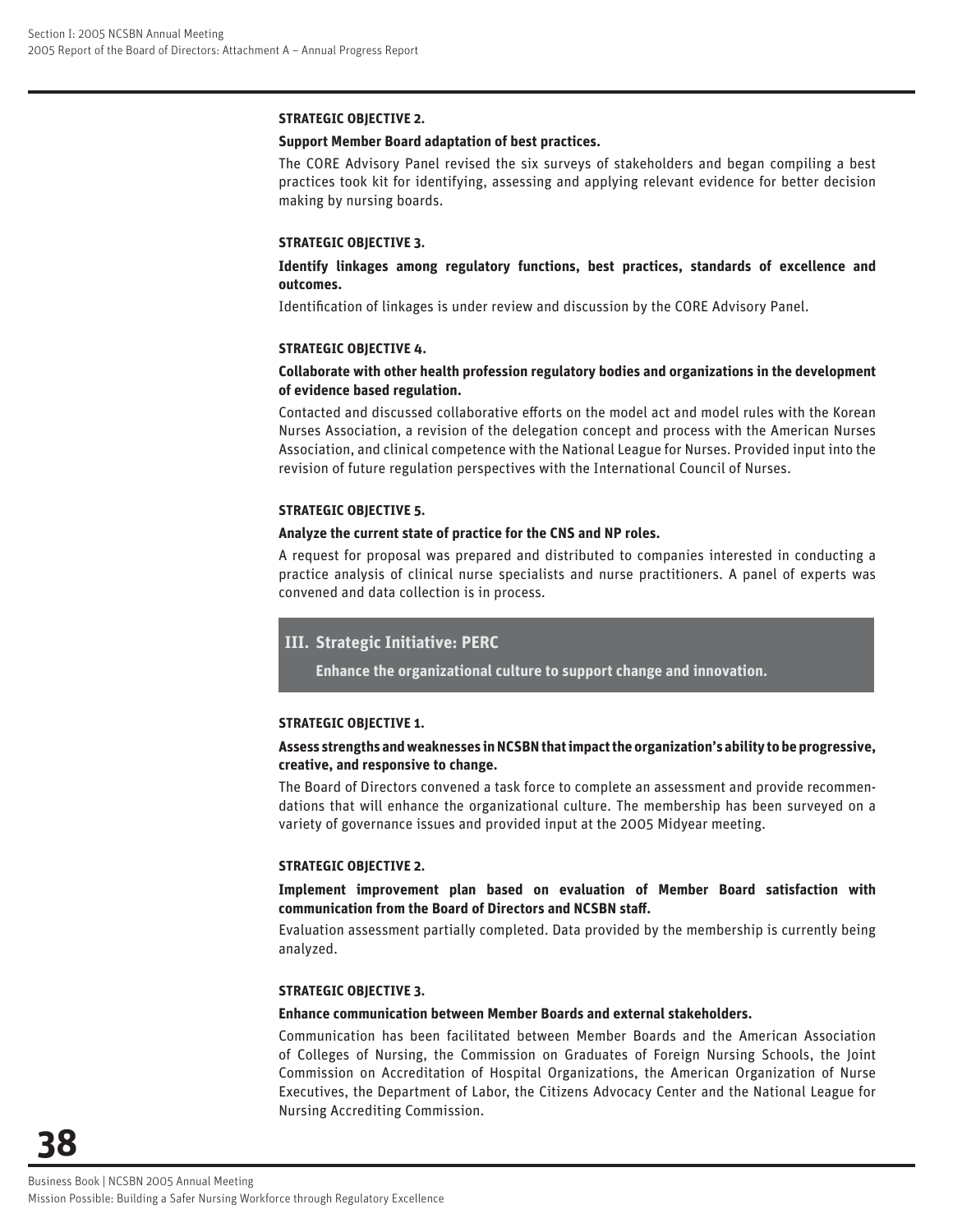#### STRATEGIC OBJECTIVE 2.

**Support Member Board adaptation of best practices.**

The CORE Advisory Panel revised the six surveys of stakeholders and began compiling a best practices took kit for identifying, assessing and applying relevant evidence for better decision making by nursing boards.

#### STRATEGIC OBJECTIVE 3.

**Identify linkages among regulatory functions, best practices, standards of excellence and outcomes.**

Identification of linkages is under review and discussion by the CORE Advisory Panel.

#### STRATEGIC OBJECTIVE 4.

**Collaborate with other health profession regulatory bodies and organizations in the development of evidence based regulation.**

Contacted and discussed collaborative efforts on the model act and model rules with the Korean Nurses Association, a revision of the delegation concept and process with the American Nurses Association, and clinical competence with the National League for Nurses. Provided input into the revision of future regulation perspectives with the International Council of Nurses.

#### STRATEGIC OBJECTIVE 5.

**Analyze the current state of practice for the CNS and NP roles.**

A request for proposal was prepared and distributed to companies interested in conducting a practice analysis of clinical nurse specialists and nurse practitioners. A panel of experts was convened and data collection is in process.

### III. Strategic Initiative: PERC

**Enhance the organizational culture to support change and innovation.**

#### STRATEGIC OBJECTIVE 1.

**Assess strengths and weaknesses in NCSBN that impact the organization's ability to be progressive, creative, and responsive to change.**

The Board of Directors convened a task force to complete an assessment and provide recommendations that will enhance the organizational culture. The membership has been surveyed on a variety of governance issues and provided input at the 2005 Midyear meeting.

#### STRATEGIC OBJECTIVE 2.

**Implement improvement plan based on evaluation of Member Board satisfaction with communication from the Board of Directors and NCSBN staff.**

Evaluation assessment partially completed. Data provided by the membership is currently being analyzed.

#### STRATEGIC OBJECTIVE 3.

**Enhance communication between Member Boards and external stakeholders.**

Communication has been facilitated between Member Boards and the American Association of Colleges of Nursing, the Commission on Graduates of Foreign Nursing Schools, the Joint Commission on Accreditation of Hospital Organizations, the American Organization of Nurse Executives, the Department of Labor, the Citizens Advocacy Center and the National League for Nursing Accrediting Commission.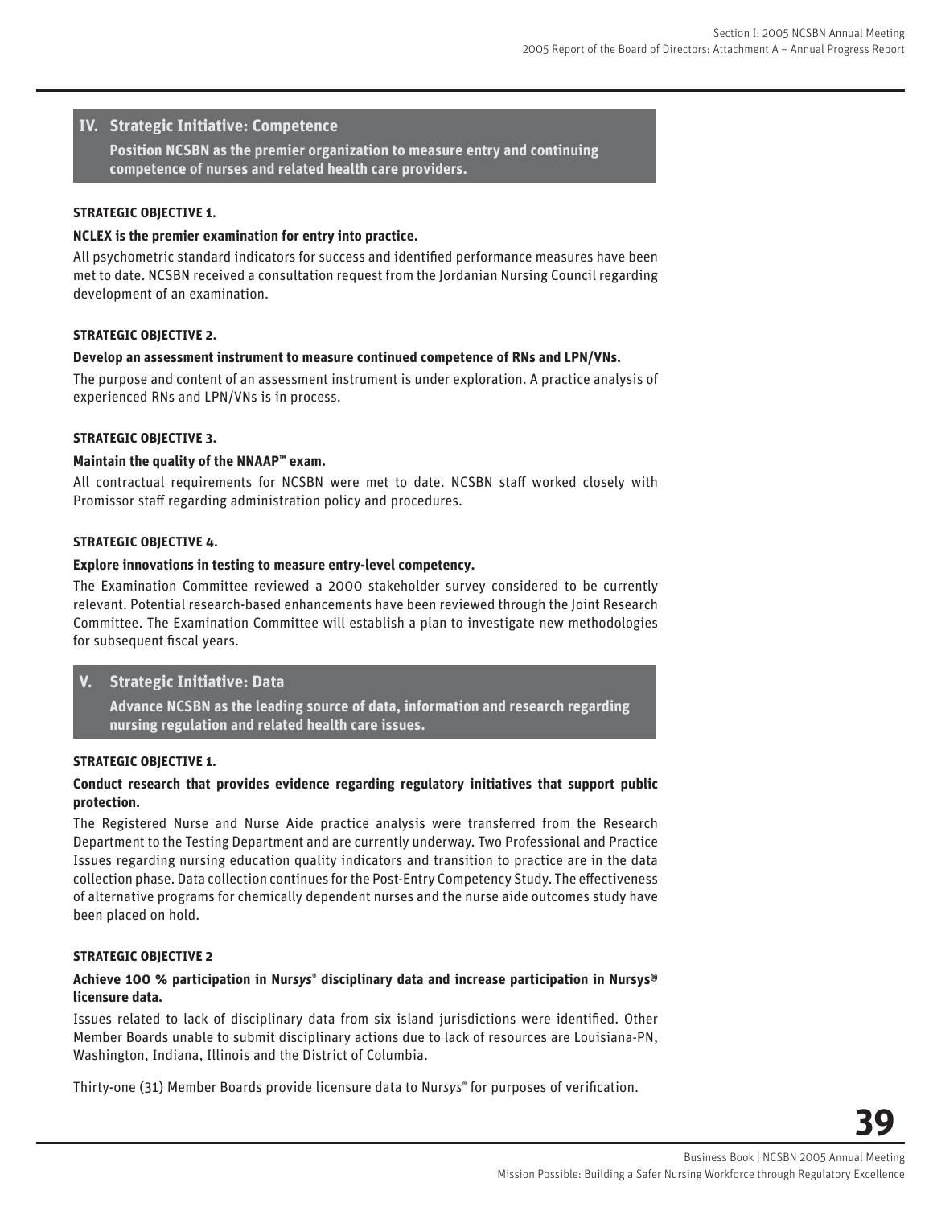## IV. Strategic Initiative: Competence

**Position NCSBN as the premier organization to measure entry and continuing competence of nurses and related health care providers.**

**STRATEGIC OBJECTIVE 1.**

**NCLEX is the premier examination for entry into practice.**

All psychometric standard indicators for success and identified performance measures have been met to date. NCSBN received a consultation request from the Jordanian Nursing Council regarding development of an examination.

**STRATEGIC OBJECTIVE 2.**

**Develop an assessment instrument to measure continued competence of RNs and LPN/VNs.**

The purpose and content of an assessment instrument is under exploration. A practice analysis of experienced RNs and LPN/VNs is in process.

**STRATEGIC OBJECTIVE 3.**

**Maintain the quality of the NNAAP™ exam.**

All contractual requirements for NCSBN were met to date. NCSBN staff worked closely with Promissor staff regarding administration policy and procedures.

**STRATEGIC OBJECTIVE 4.**

**Explore innovations in testing to measure entry-level competency.**

The Examination Committee reviewed a 2000 stakeholder survey considered to be currently relevant. Potential research-based enhancements have been reviewed through the Joint Research Committee. The Examination Committee will establish a plan to investigate new methodologies for subsequent fiscal years.

## V. Strategic Initiative: Data

**Advance NCSBN as the leading source of data, information and research regarding nursing regulation and related health care issues.**

**STRATEGIC OBJECTIVE 1.**

**Conduct research that provides evidence regarding regulatory initiatives that support public protection.**

The Registered Nurse and Nurse Aide practice analysis were transferred from the Research Department to the Testing Department and are currently underway. Two Professional and Practice Issues regarding nursing education quality indicators and transition to practice are in the data collection phase. Data collection continues for the Post-Entry Competency Study. The effectiveness of alternative programs for chemically dependent nurses and the nurse aide outcomes study have been placed on hold.

**STRATEGIC OBJECTIVE 2**

**Achieve 100 % participation in Nur*sys*® disciplinary data and increase participation in Nursys® licensure data.**

Issues related to lack of disciplinary data from six island jurisdictions were identified. Other Member Boards unable to submit disciplinary actions due to lack of resources are Louisiana-PN, Washington, Indiana, Illinois and the District of Columbia.

Thirty-one (31) Member Boards provide licensure data to Nur*sys*® for purposes of verification.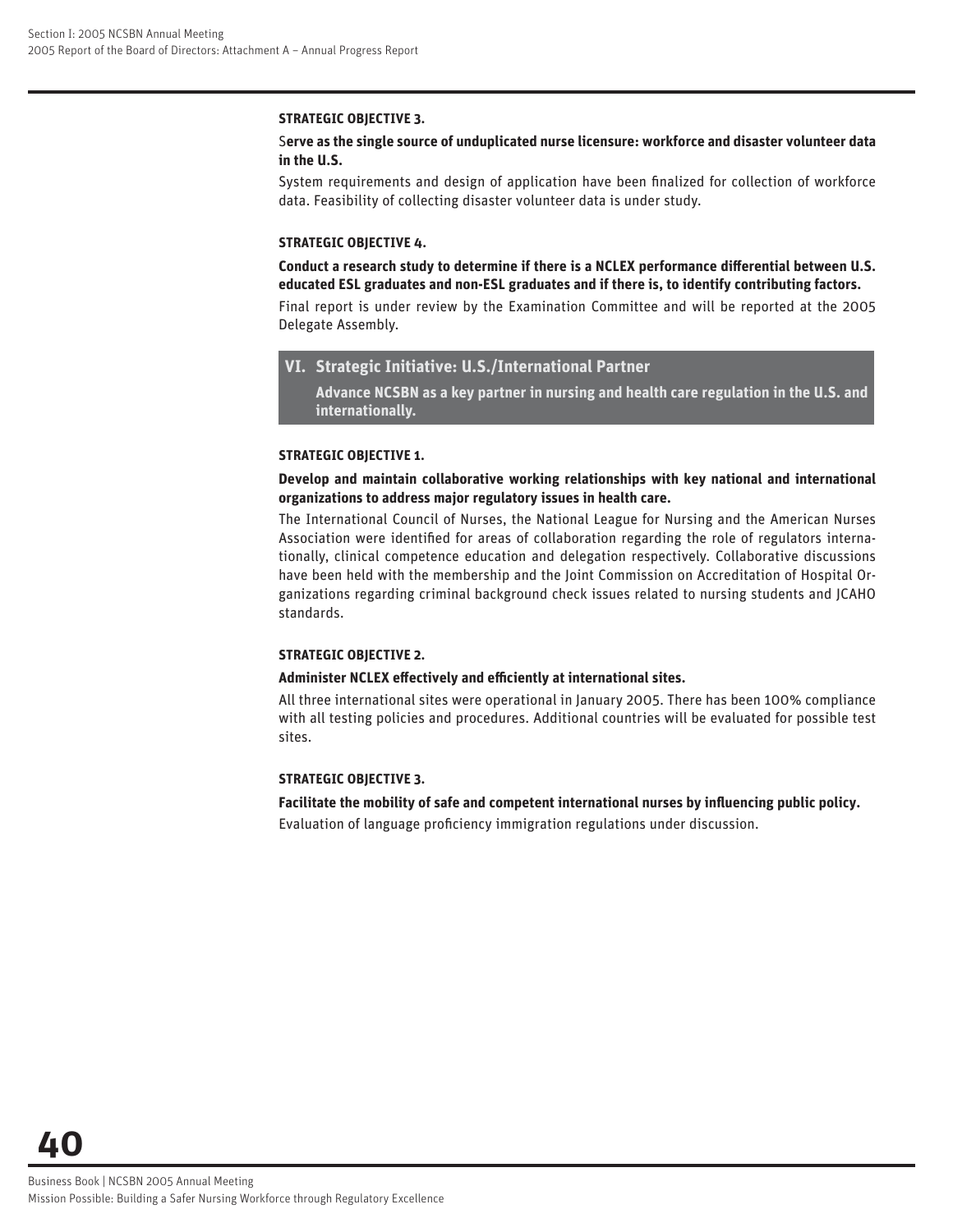#### STRATEGIC OBJECTIVE 3.

**Serve as the single source of unduplicated nurse licensure: workforce and disaster volunteer data in the U.S.**

System requirements and design of application have been finalized for collection of workforce data. Feasibility of collecting disaster volunteer data is under study.

#### STRATEGIC OBJECTIVE 4.

**Conduct a research study to determine if there is a NCLEX performance differential between U.S. educated ESL graduates and non-ESL graduates and if there is, to identify contributing factors.**

Final report is under review by the Examination Committee and will be reported at the 2005 Delegate Assembly.

## VI. Strategic Initiative: U.S./International Partner

**Advance NCSBN as a key partner in nursing and health care regulation in the U.S. and internationally.**

#### STRATEGIC OBJECTIVE 1.

**Develop and maintain collaborative working relationships with key national and international organizations to address major regulatory issues in health care.**

The International Council of Nurses, the National League for Nursing and the American Nurses Association were identified for areas of collaboration regarding the role of regulators internationally, clinical competence education and delegation respectively. Collaborative discussions have been held with the membership and the Joint Commission on Accreditation of Hospital Organizations regarding criminal background check issues related to nursing students and JCAHO standards.

#### STRATEGIC OBJECTIVE 2.

**Administer NCLEX effectively and efficiently at international sites.**

All three international sites were operational in January 2005. There has been 100% compliance with all testing policies and procedures. Additional countries will be evaluated for possible test sites.

#### STRATEGIC OBJECTIVE 3.

**Facilitate the mobility of safe and competent international nurses by influencing public policy.**

Evaluation of language proficiency immigration regulations under discussion.